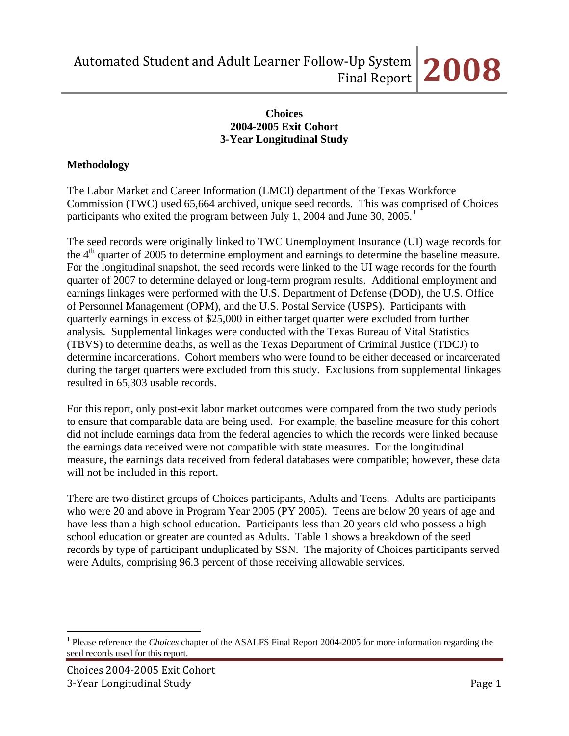**Choices**
**2004-2005 Exit Cohort**
**3-Year Longitudinal Study**

## Methodology

The Labor Market and Career Information (LMCI) department of the Texas Workforce Commission (TWC) used 65,664 archived, unique seed records. This was comprised of Choices participants who exited the program between July 1, 2004 and June 30, 2005.[1]

The seed records were originally linked to TWC Unemployment Insurance (UI) wage records for the 4th quarter of 2005 to determine employment and earnings to determine the baseline measure. For the longitudinal snapshot, the seed records were linked to the UI wage records for the fourth quarter of 2007 to determine delayed or long-term program results. Additional employment and earnings linkages were performed with the U.S. Department of Defense (DOD), the U.S. Office of Personnel Management (OPM), and the U.S. Postal Service (USPS). Participants with quarterly earnings in excess of $25,000 in either target quarter were excluded from further analysis. Supplemental linkages were conducted with the Texas Bureau of Vital Statistics (TBVS) to determine deaths, as well as the Texas Department of Criminal Justice (TDCJ) to determine incarcerations. Cohort members who were found to be either deceased or incarcerated during the target quarters were excluded from this study. Exclusions from supplemental linkages resulted in 65,303 usable records.

For this report, only post-exit labor market outcomes were compared from the two study periods to ensure that comparable data are being used. For example, the baseline measure for this cohort did not include earnings data from the federal agencies to which the records were linked because the earnings data received were not compatible with state measures. For the longitudinal measure, the earnings data received from federal databases were compatible; however, these data will not be included in this report.

There are two distinct groups of Choices participants, Adults and Teens. Adults are participants who were 20 and above in Program Year 2005 (PY 2005). Teens are below 20 years of age and have less than a high school education. Participants less than 20 years old who possess a high school education or greater are counted as Adults. Table 1 shows a breakdown of the seed records by type of participant unduplicated by SSN. The majority of Choices participants served were Adults, comprising 96.3 percent of those receiving allowable services.

[1] Please reference the *Choices* chapter of the ASALFS Final Report 2004-2005 for more information regarding the seed records used for this report.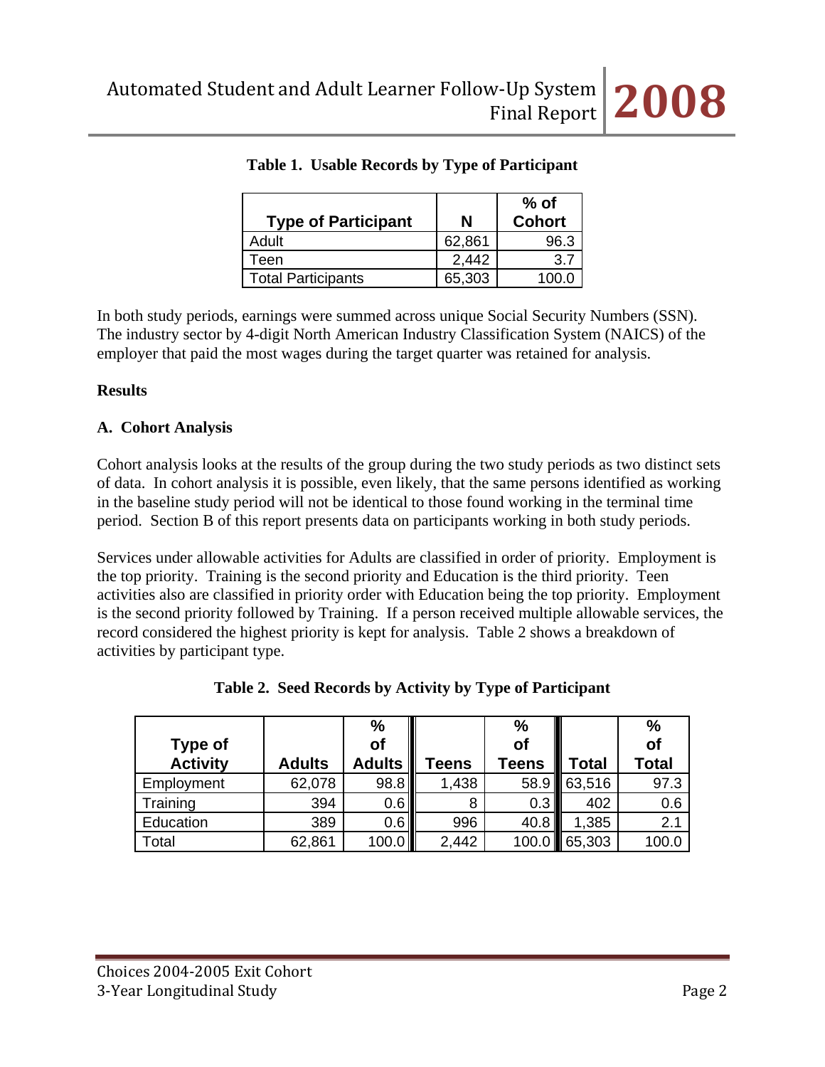**Table 1. Usable Records by Type of Participant**

| Type of Participant | N | % of Cohort |
|---|---|---|
| Adult | 62,861 | 96.3 |
| Teen | 2,442 | 3.7 |
| Total Participants | 65,303 | 100.0 |

In both study periods, earnings were summed across unique Social Security Numbers (SSN). The industry sector by 4-digit North American Industry Classification System (NAICS) of the employer that paid the most wages during the target quarter was retained for analysis.

**Results**

**A. Cohort Analysis**

Cohort analysis looks at the results of the group during the two study periods as two distinct sets of data. In cohort analysis it is possible, even likely, that the same persons identified as working in the baseline study period will not be identical to those found working in the terminal time period. Section B of this report presents data on participants working in both study periods.

Services under allowable activities for Adults are classified in order of priority. Employment is the top priority. Training is the second priority and Education is the third priority. Teen activities also are classified in priority order with Education being the top priority. Employment is the second priority followed by Training. If a person received multiple allowable services, the record considered the highest priority is kept for analysis. Table 2 shows a breakdown of activities by participant type.

**Table 2. Seed Records by Activity by Type of Participant**

| Type of Activity | Adults | % of Adults | Teens | % of Teens | Total | % of Total |
|---|---|---|---|---|---|---|
| Employment | 62,078 | 98.8 | 1,438 | 58.9 | 63,516 | 97.3 |
| Training | 394 | 0.6 | 8 | 0.3 | 402 | 0.6 |
| Education | 389 | 0.6 | 996 | 40.8 | 1,385 | 2.1 |
| Total | 62,861 | 100.0 | 2,442 | 100.0 | 65,303 | 100.0 |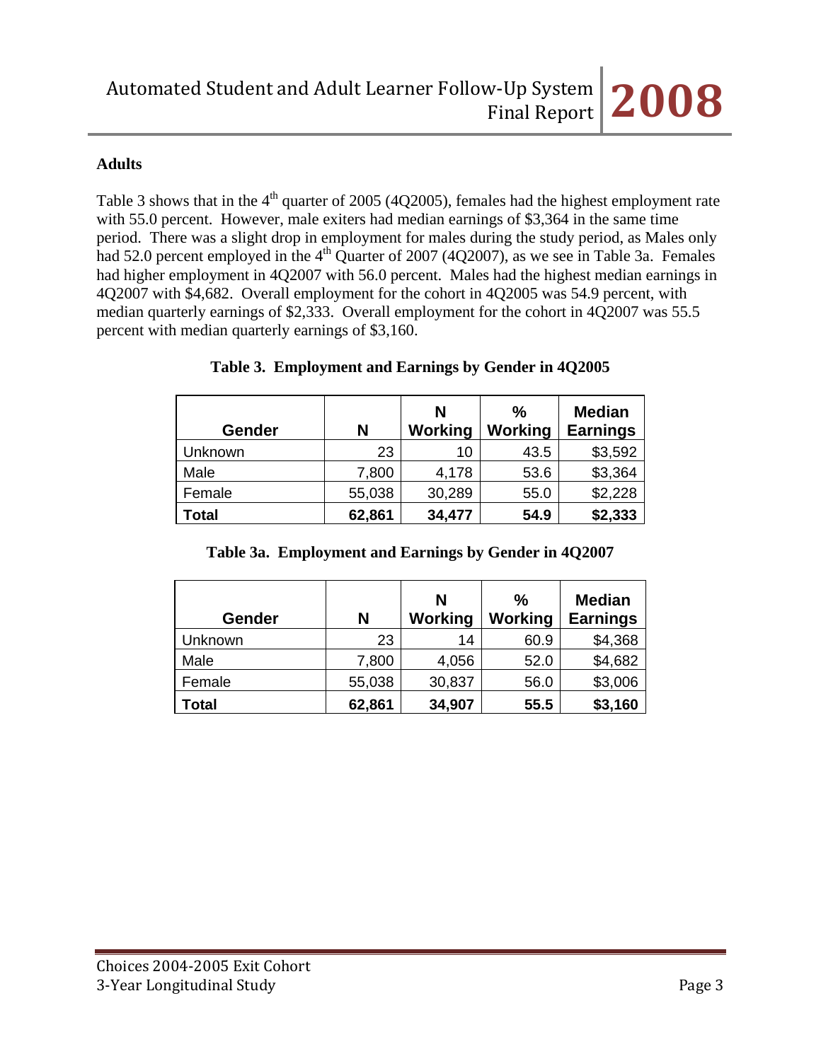### Adults

Table 3 shows that in the 4th quarter of 2005 (4Q2005), females had the highest employment rate with 55.0 percent. However, male exiters had median earnings of $3,364 in the same time period. There was a slight drop in employment for males during the study period, as Males only had 52.0 percent employed in the 4th Quarter of 2007 (4Q2007), as we see in Table 3a. Females had higher employment in 4Q2007 with 56.0 percent. Males had the highest median earnings in 4Q2007 with $4,682. Overall employment for the cohort in 4Q2005 was 54.9 percent, with median quarterly earnings of $2,333. Overall employment for the cohort in 4Q2007 was 55.5 percent with median quarterly earnings of $3,160.

**Table 3. Employment and Earnings by Gender in 4Q2005**

| Gender | N | N Working | % Working | Median Earnings |
|---|---|---|---|---|
| Unknown | 23 | 10 | 43.5 | $3,592 |
| Male | 7,800 | 4,178 | 53.6 | $3,364 |
| Female | 55,038 | 30,289 | 55.0 | $2,228 |
| **Total** | **62,861** | **34,477** | **54.9** | **$2,333** |

**Table 3a. Employment and Earnings by Gender in 4Q2007**

| Gender | N | N Working | % Working | Median Earnings |
|---|---|---|---|---|
| Unknown | 23 | 14 | 60.9 | $4,368 |
| Male | 7,800 | 4,056 | 52.0 | $4,682 |
| Female | 55,038 | 30,837 | 56.0 | $3,006 |
| **Total** | **62,861** | **34,907** | **55.5** | **$3,160** |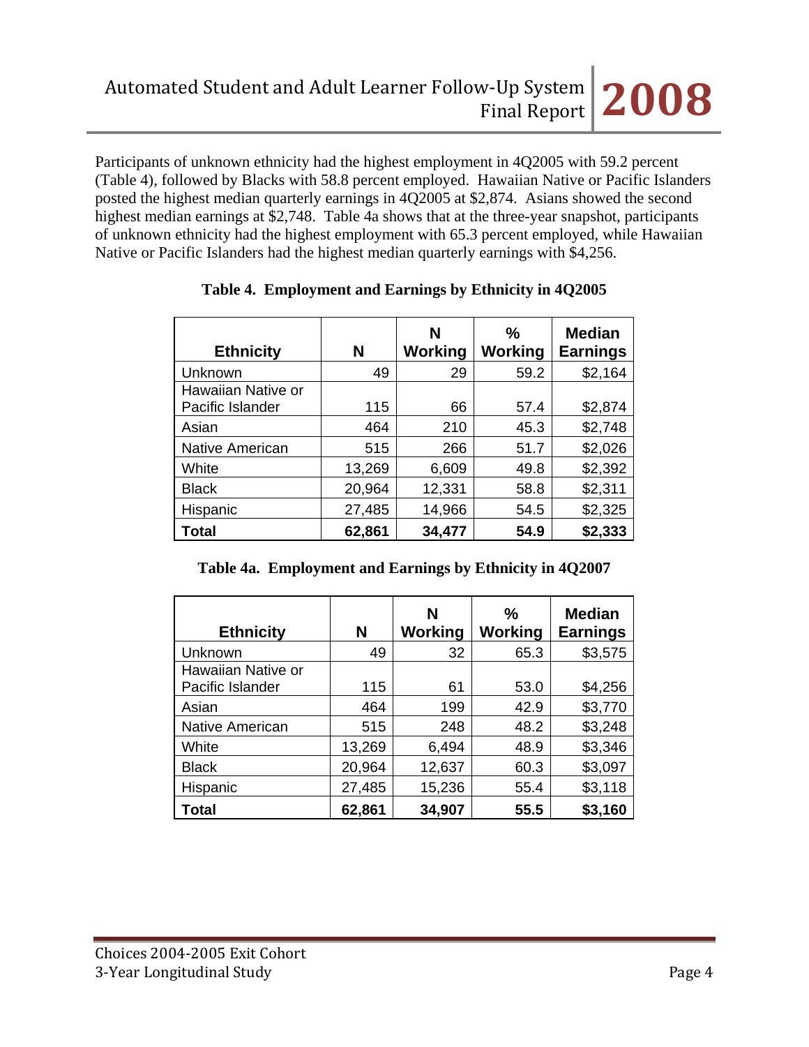Participants of unknown ethnicity had the highest employment in 4Q2005 with 59.2 percent (Table 4), followed by Blacks with 58.8 percent employed. Hawaiian Native or Pacific Islanders posted the highest median quarterly earnings in 4Q2005 at $2,874. Asians showed the second highest median earnings at $2,748. Table 4a shows that at the three-year snapshot, participants of unknown ethnicity had the highest employment with 65.3 percent employed, while Hawaiian Native or Pacific Islanders had the highest median quarterly earnings with $4,256.

**Table 4. Employment and Earnings by Ethnicity in 4Q2005**

| Ethnicity | N | N Working | % Working | Median Earnings |
|---|---|---|---|---|
| Unknown | 49 | 29 | 59.2 | $2,164 |
| Hawaiian Native or Pacific Islander | 115 | 66 | 57.4 | $2,874 |
| Asian | 464 | 210 | 45.3 | $2,748 |
| Native American | 515 | 266 | 51.7 | $2,026 |
| White | 13,269 | 6,609 | 49.8 | $2,392 |
| Black | 20,964 | 12,331 | 58.8 | $2,311 |
| Hispanic | 27,485 | 14,966 | 54.5 | $2,325 |
| **Total** | **62,861** | **34,477** | **54.9** | **$2,333** |

**Table 4a. Employment and Earnings by Ethnicity in 4Q2007**

| Ethnicity | N | N Working | % Working | Median Earnings |
|---|---|---|---|---|
| Unknown | 49 | 32 | 65.3 | $3,575 |
| Hawaiian Native or Pacific Islander | 115 | 61 | 53.0 | $4,256 |
| Asian | 464 | 199 | 42.9 | $3,770 |
| Native American | 515 | 248 | 48.2 | $3,248 |
| White | 13,269 | 6,494 | 48.9 | $3,346 |
| Black | 20,964 | 12,637 | 60.3 | $3,097 |
| Hispanic | 27,485 | 15,236 | 55.4 | $3,118 |
| **Total** | **62,861** | **34,907** | **55.5** | **$3,160** |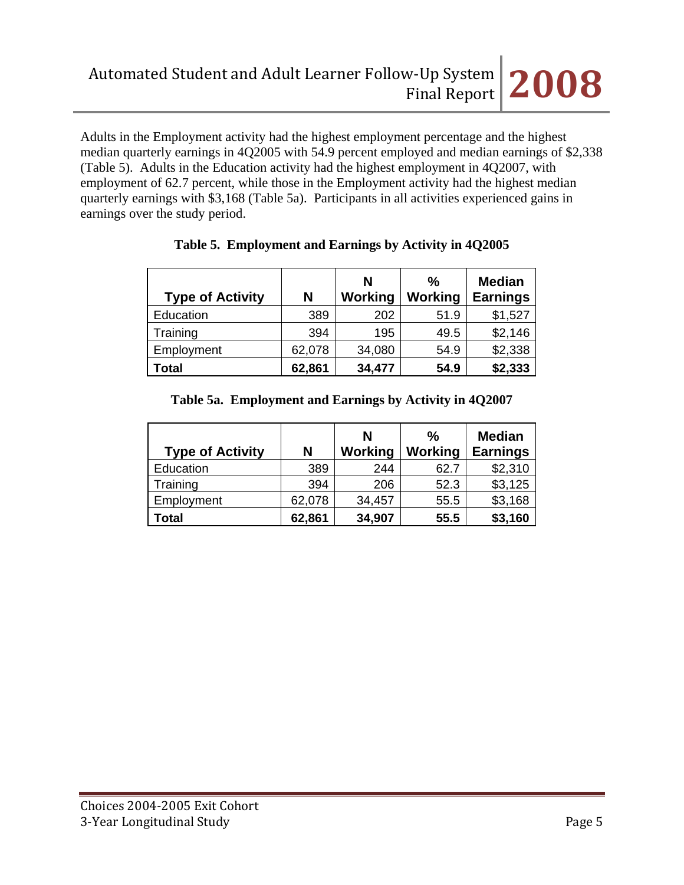Adults in the Employment activity had the highest employment percentage and the highest median quarterly earnings in 4Q2005 with 54.9 percent employed and median earnings of $2,338 (Table 5). Adults in the Education activity had the highest employment in 4Q2007, with employment of 62.7 percent, while those in the Employment activity had the highest median quarterly earnings with $3,168 (Table 5a). Participants in all activities experienced gains in earnings over the study period.

**Table 5. Employment and Earnings by Activity in 4Q2005**

| Type of Activity | N | N Working | % Working | Median Earnings |
|---|---|---|---|---|
| Education | 389 | 202 | 51.9 | $1,527 |
| Training | 394 | 195 | 49.5 | $2,146 |
| Employment | 62,078 | 34,080 | 54.9 | $2,338 |
| **Total** | **62,861** | **34,477** | **54.9** | **$2,333** |

**Table 5a. Employment and Earnings by Activity in 4Q2007**

| Type of Activity | N | N Working | % Working | Median Earnings |
|---|---|---|---|---|
| Education | 389 | 244 | 62.7 | $2,310 |
| Training | 394 | 206 | 52.3 | $3,125 |
| Employment | 62,078 | 34,457 | 55.5 | $3,168 |
| **Total** | **62,861** | **34,907** | **55.5** | **$3,160** |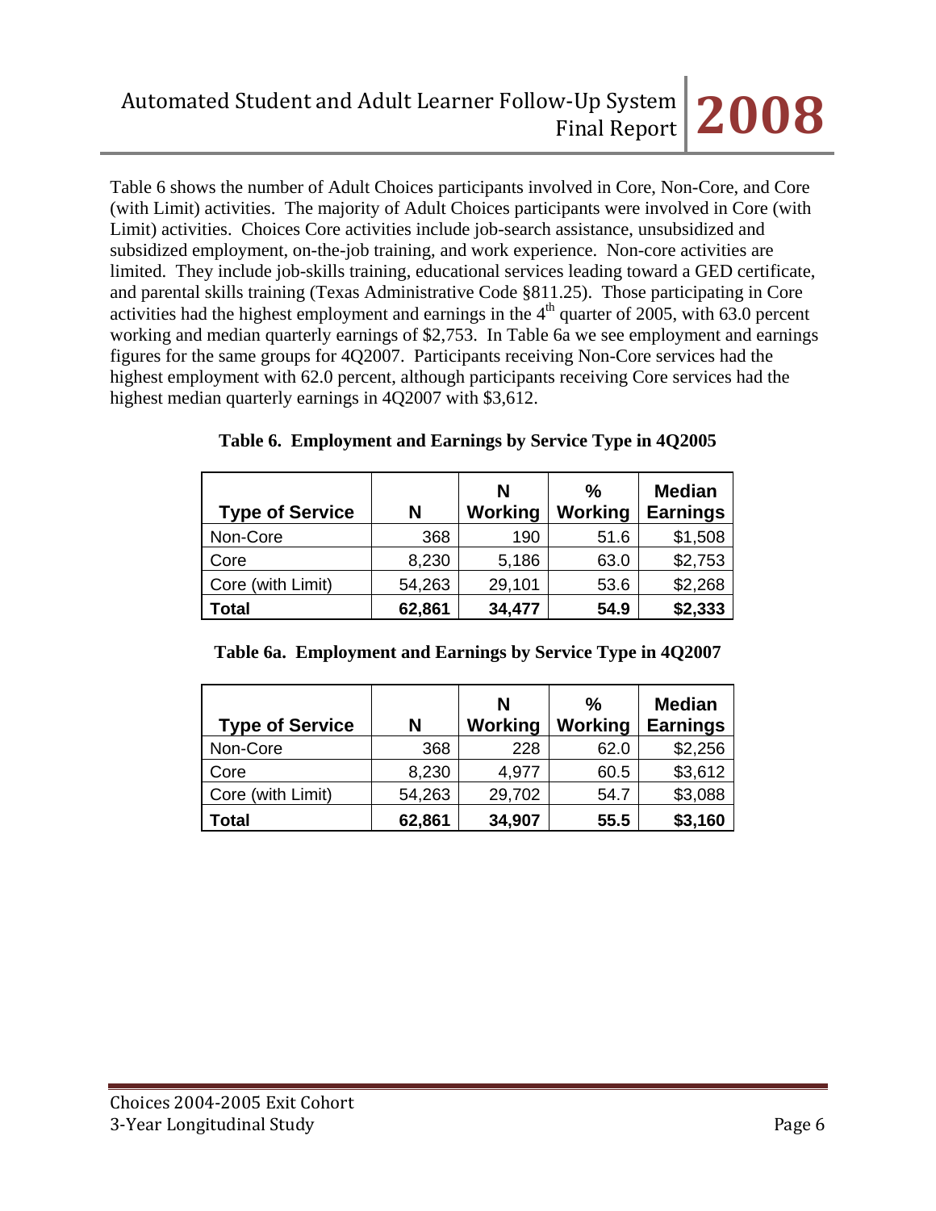Table 6 shows the number of Adult Choices participants involved in Core, Non-Core, and Core (with Limit) activities. The majority of Adult Choices participants were involved in Core (with Limit) activities. Choices Core activities include job-search assistance, unsubsidized and subsidized employment, on-the-job training, and work experience. Non-core activities are limited. They include job-skills training, educational services leading toward a GED certificate, and parental skills training (Texas Administrative Code §811.25). Those participating in Core activities had the highest employment and earnings in the $4^{th}$ quarter of 2005, with 63.0 percent working and median quarterly earnings of $2,753. In Table 6a we see employment and earnings figures for the same groups for 4Q2007. Participants receiving Non-Core services had the highest employment with 62.0 percent, although participants receiving Core services had the highest median quarterly earnings in 4Q2007 with $3,612.

**Table 6. Employment and Earnings by Service Type in 4Q2005**

| Type of Service | N | N Working | % Working | Median Earnings |
|---|---|---|---|---|
| Non-Core | 368 | 190 | 51.6 | $1,508 |
| Core | 8,230 | 5,186 | 63.0 | $2,753 |
| Core (with Limit) | 54,263 | 29,101 | 53.6 | $2,268 |
| **Total** | **62,861** | **34,477** | **54.9** | **$2,333** |

**Table 6a. Employment and Earnings by Service Type in 4Q2007**

| Type of Service | N | N Working | % Working | Median Earnings |
|---|---|---|---|---|
| Non-Core | 368 | 228 | 62.0 | $2,256 |
| Core | 8,230 | 4,977 | 60.5 | $3,612 |
| Core (with Limit) | 54,263 | 29,702 | 54.7 | $3,088 |
| **Total** | **62,861** | **34,907** | **55.5** | **$3,160** |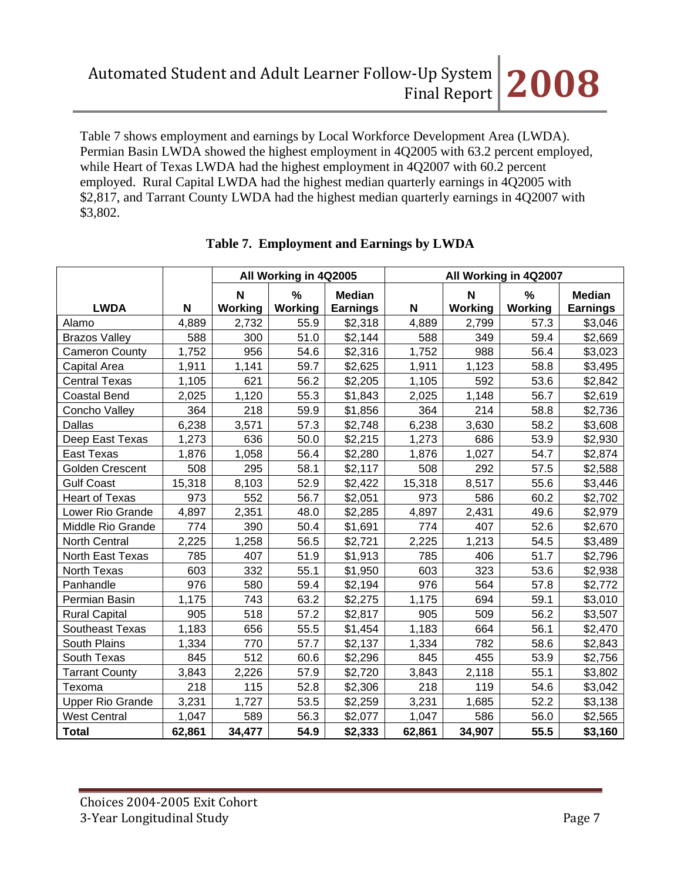Table 7 shows employment and earnings by Local Workforce Development Area (LWDA). Permian Basin LWDA showed the highest employment in 4Q2005 with 63.2 percent employed, while Heart of Texas LWDA had the highest employment in 4Q2007 with 60.2 percent employed. Rural Capital LWDA had the highest median quarterly earnings in 4Q2005 with $2,817, and Tarrant County LWDA had the highest median quarterly earnings in 4Q2007 with $3,802.

**Table 7. Employment and Earnings by LWDA**

| | | All Working in 4Q2005 | | | All Working in 4Q2007 | | | |
|---|---|---|---|---|---|---|---|---|
| **LWDA** | **N** | **N Working** | **% Working** | **Median Earnings** | **N** | **N Working** | **% Working** | **Median Earnings** |
| Alamo | 4,889 | 2,732 | 55.9 | $2,318 | 4,889 | 2,799 | 57.3 | $3,046 |
| Brazos Valley | 588 | 300 | 51.0 | $2,144 | 588 | 349 | 59.4 | $2,669 |
| Cameron County | 1,752 | 956 | 54.6 | $2,316 | 1,752 | 988 | 56.4 | $3,023 |
| Capital Area | 1,911 | 1,141 | 59.7 | $2,625 | 1,911 | 1,123 | 58.8 | $3,495 |
| Central Texas | 1,105 | 621 | 56.2 | $2,205 | 1,105 | 592 | 53.6 | $2,842 |
| Coastal Bend | 2,025 | 1,120 | 55.3 | $1,843 | 2,025 | 1,148 | 56.7 | $2,619 |
| Concho Valley | 364 | 218 | 59.9 | $1,856 | 364 | 214 | 58.8 | $2,736 |
| Dallas | 6,238 | 3,571 | 57.3 | $2,748 | 6,238 | 3,630 | 58.2 | $3,608 |
| Deep East Texas | 1,273 | 636 | 50.0 | $2,215 | 1,273 | 686 | 53.9 | $2,930 |
| East Texas | 1,876 | 1,058 | 56.4 | $2,280 | 1,876 | 1,027 | 54.7 | $2,874 |
| Golden Crescent | 508 | 295 | 58.1 | $2,117 | 508 | 292 | 57.5 | $2,588 |
| Gulf Coast | 15,318 | 8,103 | 52.9 | $2,422 | 15,318 | 8,517 | 55.6 | $3,446 |
| Heart of Texas | 973 | 552 | 56.7 | $2,051 | 973 | 586 | 60.2 | $2,702 |
| Lower Rio Grande | 4,897 | 2,351 | 48.0 | $2,285 | 4,897 | 2,431 | 49.6 | $2,979 |
| Middle Rio Grande | 774 | 390 | 50.4 | $1,691 | 774 | 407 | 52.6 | $2,670 |
| North Central | 2,225 | 1,258 | 56.5 | $2,721 | 2,225 | 1,213 | 54.5 | $3,489 |
| North East Texas | 785 | 407 | 51.9 | $1,913 | 785 | 406 | 51.7 | $2,796 |
| North Texas | 603 | 332 | 55.1 | $1,950 | 603 | 323 | 53.6 | $2,938 |
| Panhandle | 976 | 580 | 59.4 | $2,194 | 976 | 564 | 57.8 | $2,772 |
| Permian Basin | 1,175 | 743 | 63.2 | $2,275 | 1,175 | 694 | 59.1 | $3,010 |
| Rural Capital | 905 | 518 | 57.2 | $2,817 | 905 | 509 | 56.2 | $3,507 |
| Southeast Texas | 1,183 | 656 | 55.5 | $1,454 | 1,183 | 664 | 56.1 | $2,470 |
| South Plains | 1,334 | 770 | 57.7 | $2,137 | 1,334 | 782 | 58.6 | $2,843 |
| South Texas | 845 | 512 | 60.6 | $2,296 | 845 | 455 | 53.9 | $2,756 |
| Tarrant County | 3,843 | 2,226 | 57.9 | $2,720 | 3,843 | 2,118 | 55.1 | $3,802 |
| Texoma | 218 | 115 | 52.8 | $2,306 | 218 | 119 | 54.6 | $3,042 |
| Upper Rio Grande | 3,231 | 1,727 | 53.5 | $2,259 | 3,231 | 1,685 | 52.2 | $3,138 |
| West Central | 1,047 | 589 | 56.3 | $2,077 | 1,047 | 586 | 56.0 | $2,565 |
| **Total** | **62,861** | **34,477** | **54.9** | **$2,333** | **62,861** | **34,907** | **55.5** | **$3,160** |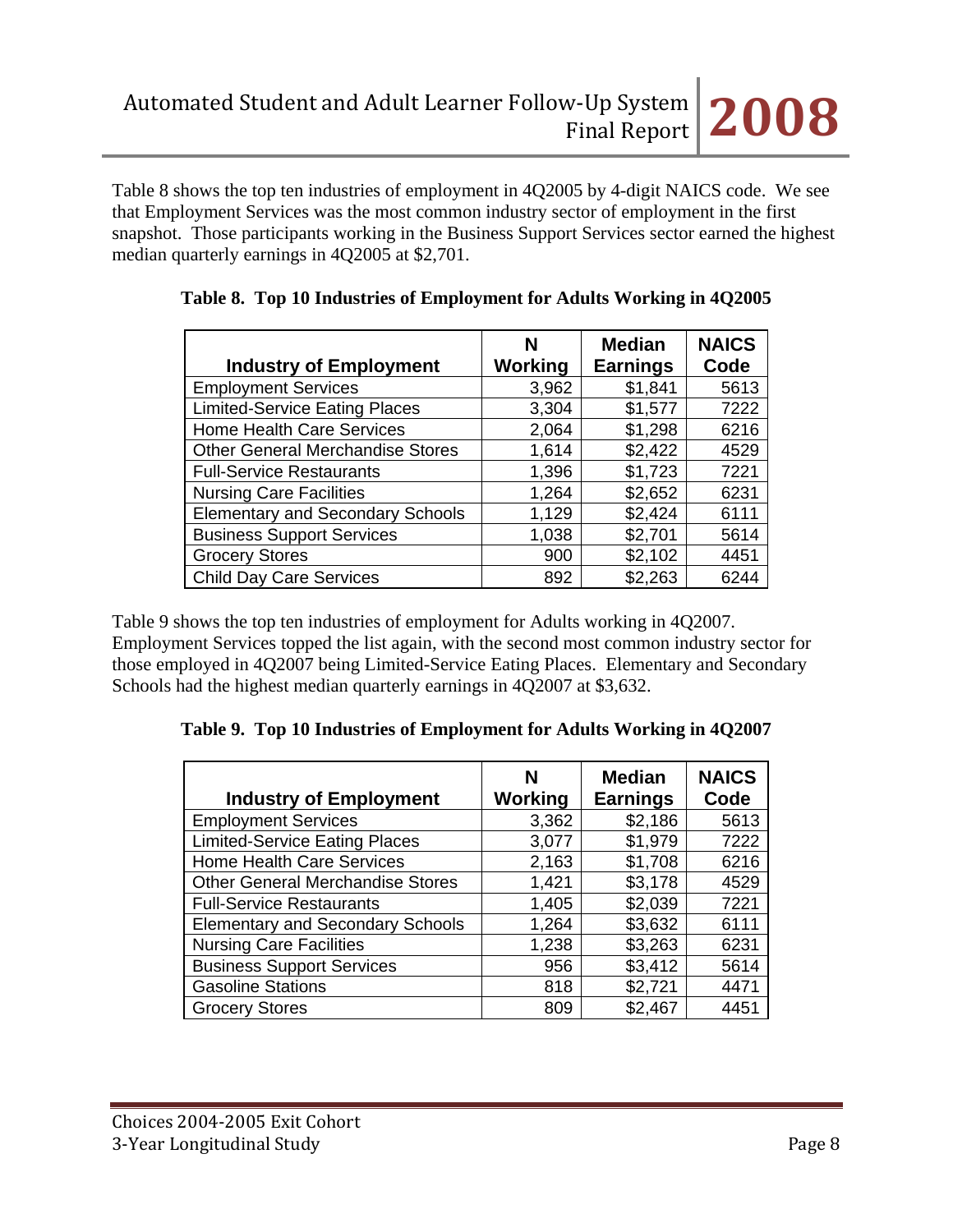Table 8 shows the top ten industries of employment in 4Q2005 by 4-digit NAICS code. We see that Employment Services was the most common industry sector of employment in the first snapshot. Those participants working in the Business Support Services sector earned the highest median quarterly earnings in 4Q2005 at $2,701.

**Table 8. Top 10 Industries of Employment for Adults Working in 4Q2005**

| Industry of Employment | N Working | Median Earnings | NAICS Code |
|---|---|---|---|
| Employment Services | 3,962 | $1,841 | 5613 |
| Limited-Service Eating Places | 3,304 | $1,577 | 7222 |
| Home Health Care Services | 2,064 | $1,298 | 6216 |
| Other General Merchandise Stores | 1,614 | $2,422 | 4529 |
| Full-Service Restaurants | 1,396 | $1,723 | 7221 |
| Nursing Care Facilities | 1,264 | $2,652 | 6231 |
| Elementary and Secondary Schools | 1,129 | $2,424 | 6111 |
| Business Support Services | 1,038 | $2,701 | 5614 |
| Grocery Stores | 900 | $2,102 | 4451 |
| Child Day Care Services | 892 | $2,263 | 6244 |

Table 9 shows the top ten industries of employment for Adults working in 4Q2007. Employment Services topped the list again, with the second most common industry sector for those employed in 4Q2007 being Limited-Service Eating Places. Elementary and Secondary Schools had the highest median quarterly earnings in 4Q2007 at $3,632.

**Table 9. Top 10 Industries of Employment for Adults Working in 4Q2007**

| Industry of Employment | N Working | Median Earnings | NAICS Code |
|---|---|---|---|
| Employment Services | 3,362 | $2,186 | 5613 |
| Limited-Service Eating Places | 3,077 | $1,979 | 7222 |
| Home Health Care Services | 2,163 | $1,708 | 6216 |
| Other General Merchandise Stores | 1,421 | $3,178 | 4529 |
| Full-Service Restaurants | 1,405 | $2,039 | 7221 |
| Elementary and Secondary Schools | 1,264 | $3,632 | 6111 |
| Nursing Care Facilities | 1,238 | $3,263 | 6231 |
| Business Support Services | 956 | $3,412 | 5614 |
| Gasoline Stations | 818 | $2,721 | 4471 |
| Grocery Stores | 809 | $2,467 | 4451 |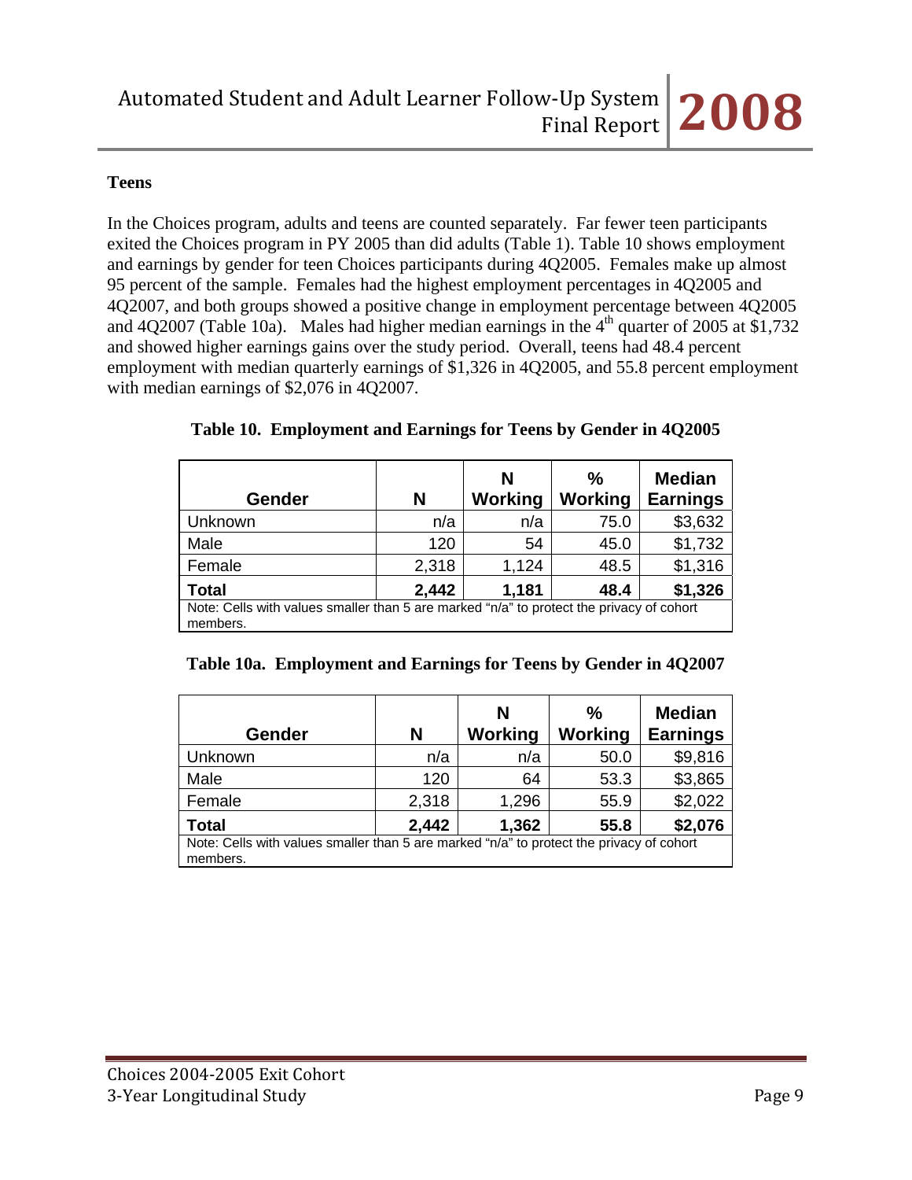### Teens

In the Choices program, adults and teens are counted separately. Far fewer teen participants exited the Choices program in PY 2005 than did adults (Table 1). Table 10 shows employment and earnings by gender for teen Choices participants during 4Q2005. Females make up almost 95 percent of the sample. Females had the highest employment percentages in 4Q2005 and 4Q2007, and both groups showed a positive change in employment percentage between 4Q2005 and 4Q2007 (Table 10a). Males had higher median earnings in the 4th quarter of 2005 at $1,732 and showed higher earnings gains over the study period. Overall, teens had 48.4 percent employment with median quarterly earnings of $1,326 in 4Q2005, and 55.8 percent employment with median earnings of $2,076 in 4Q2007.

**Table 10. Employment and Earnings for Teens by Gender in 4Q2005**

| Gender | N | N Working | % Working | Median Earnings |
|---|---|---|---|---|
| Unknown | n/a | n/a | 75.0 | $3,632 |
| Male | 120 | 54 | 45.0 | $1,732 |
| Female | 2,318 | 1,124 | 48.5 | $1,316 |
| **Total** | **2,442** | **1,181** | **48.4** | **$1,326** |

Note: Cells with values smaller than 5 are marked "n/a" to protect the privacy of cohort members.

**Table 10a. Employment and Earnings for Teens by Gender in 4Q2007**

| Gender | N | N Working | % Working | Median Earnings |
|---|---|---|---|---|
| Unknown | n/a | n/a | 50.0 | $9,816 |
| Male | 120 | 64 | 53.3 | $3,865 |
| Female | 2,318 | 1,296 | 55.9 | $2,022 |
| **Total** | **2,442** | **1,362** | **55.8** | **$2,076** |

Note: Cells with values smaller than 5 are marked "n/a" to protect the privacy of cohort members.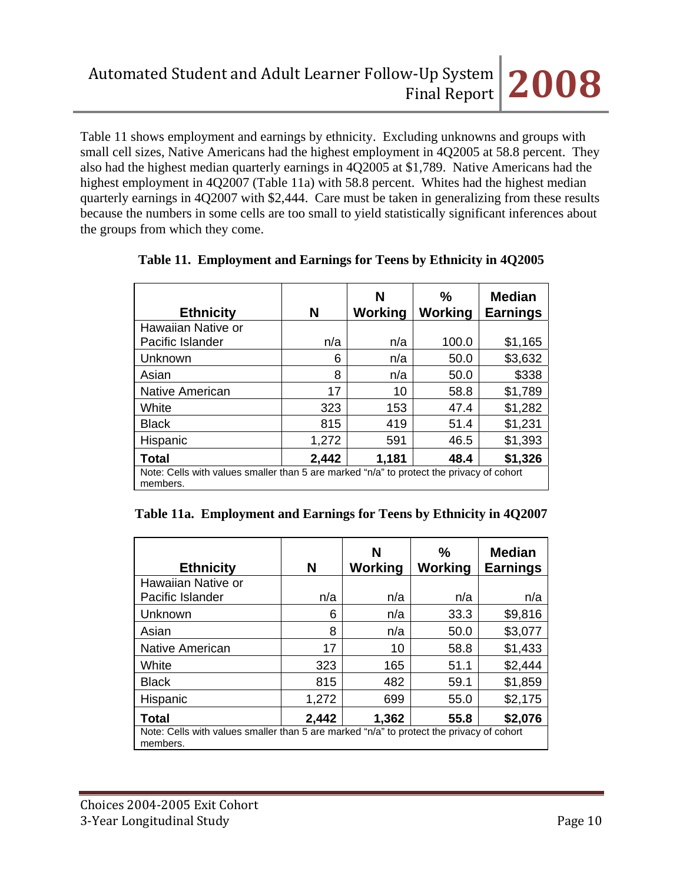Table 11 shows employment and earnings by ethnicity. Excluding unknowns and groups with small cell sizes, Native Americans had the highest employment in 4Q2005 at 58.8 percent. They also had the highest median quarterly earnings in 4Q2005 at $1,789. Native Americans had the highest employment in 4Q2007 (Table 11a) with 58.8 percent. Whites had the highest median quarterly earnings in 4Q2007 with $2,444. Care must be taken in generalizing from these results because the numbers in some cells are too small to yield statistically significant inferences about the groups from which they come.

**Table 11. Employment and Earnings for Teens by Ethnicity in 4Q2005**

| Ethnicity | N | N Working | % Working | Median Earnings |
|---|---|---|---|---|
| Hawaiian Native or Pacific Islander | n/a | n/a | 100.0 | $1,165 |
| Unknown | 6 | n/a | 50.0 | $3,632 |
| Asian | 8 | n/a | 50.0 | $338 |
| Native American | 17 | 10 | 58.8 | $1,789 |
| White | 323 | 153 | 47.4 | $1,282 |
| Black | 815 | 419 | 51.4 | $1,231 |
| Hispanic | 1,272 | 591 | 46.5 | $1,393 |
| **Total** | **2,442** | **1,181** | **48.4** | **$1,326** |

Note: Cells with values smaller than 5 are marked "n/a" to protect the privacy of cohort members.

**Table 11a. Employment and Earnings for Teens by Ethnicity in 4Q2007**

| Ethnicity | N | N Working | % Working | Median Earnings |
|---|---|---|---|---|
| Hawaiian Native or Pacific Islander | n/a | n/a | n/a | n/a |
| Unknown | 6 | n/a | 33.3 | $9,816 |
| Asian | 8 | n/a | 50.0 | $3,077 |
| Native American | 17 | 10 | 58.8 | $1,433 |
| White | 323 | 165 | 51.1 | $2,444 |
| Black | 815 | 482 | 59.1 | $1,859 |
| Hispanic | 1,272 | 699 | 55.0 | $2,175 |
| **Total** | **2,442** | **1,362** | **55.8** | **$2,076** |

Note: Cells with values smaller than 5 are marked "n/a" to protect the privacy of cohort members.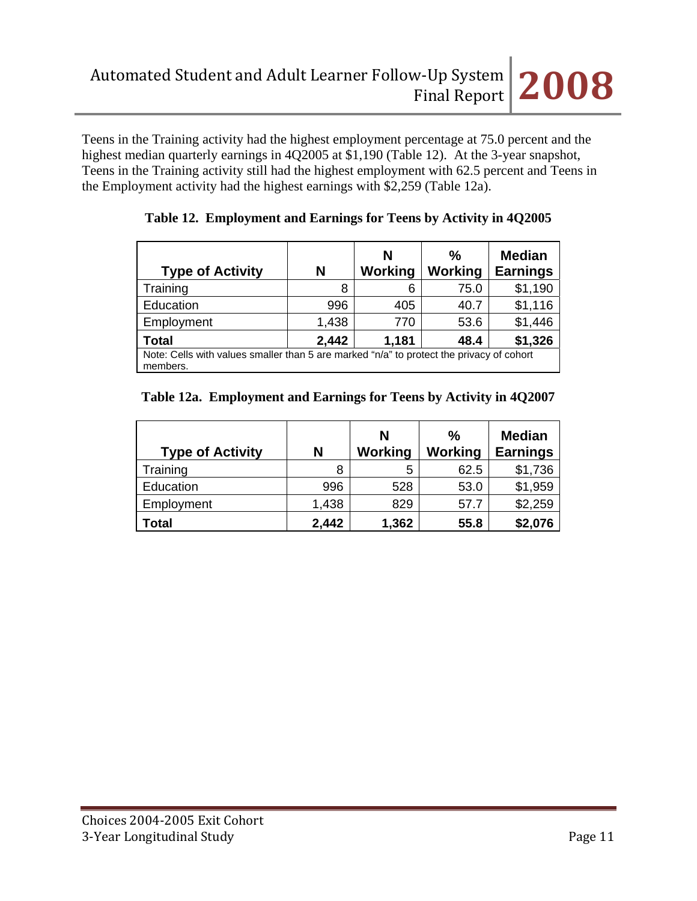Teens in the Training activity had the highest employment percentage at 75.0 percent and the highest median quarterly earnings in 4Q2005 at $1,190 (Table 12). At the 3-year snapshot, Teens in the Training activity still had the highest employment with 62.5 percent and Teens in the Employment activity had the highest earnings with $2,259 (Table 12a).

**Table 12. Employment and Earnings for Teens by Activity in 4Q2005**

| Type of Activity | N | N Working | % Working | Median Earnings |
|---|---|---|---|---|
| Training | 8 | 6 | 75.0 | $1,190 |
| Education | 996 | 405 | 40.7 | $1,116 |
| Employment | 1,438 | 770 | 53.6 | $1,446 |
| **Total** | **2,442** | **1,181** | **48.4** | **$1,326** |

Note: Cells with values smaller than 5 are marked "n/a" to protect the privacy of cohort members.

**Table 12a. Employment and Earnings for Teens by Activity in 4Q2007**

| Type of Activity | N | N Working | % Working | Median Earnings |
|---|---|---|---|---|
| Training | 8 | 5 | 62.5 | $1,736 |
| Education | 996 | 528 | 53.0 | $1,959 |
| Employment | 1,438 | 829 | 57.7 | $2,259 |
| **Total** | **2,442** | **1,362** | **55.8** | **$2,076** |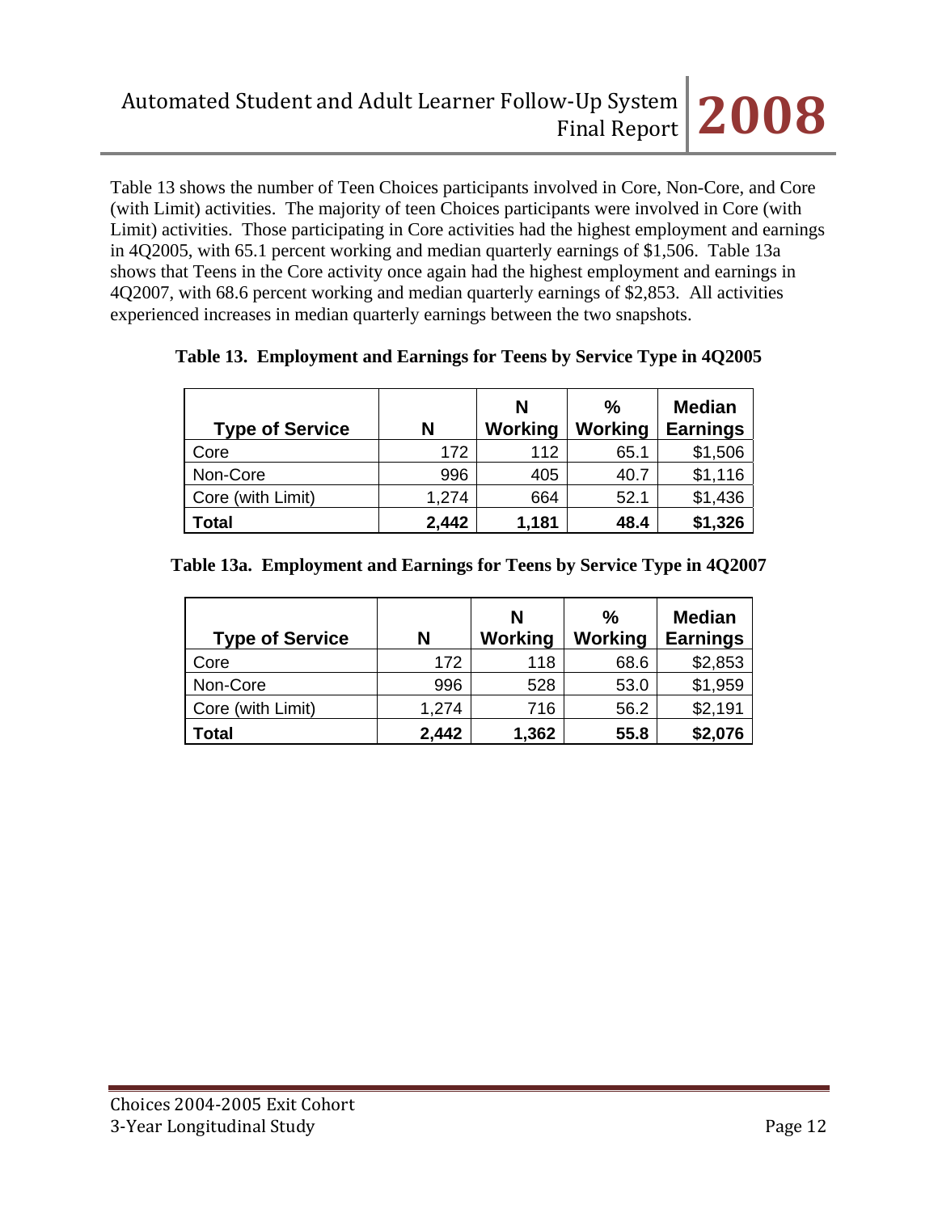Table 13 shows the number of Teen Choices participants involved in Core, Non-Core, and Core (with Limit) activities. The majority of teen Choices participants were involved in Core (with Limit) activities. Those participating in Core activities had the highest employment and earnings in 4Q2005, with 65.1 percent working and median quarterly earnings of $1,506. Table 13a shows that Teens in the Core activity once again had the highest employment and earnings in 4Q2007, with 68.6 percent working and median quarterly earnings of $2,853. All activities experienced increases in median quarterly earnings between the two snapshots.

**Table 13. Employment and Earnings for Teens by Service Type in 4Q2005**

| Type of Service | N | N Working | % Working | Median Earnings |
|---|---|---|---|---|
| Core | 172 | 112 | 65.1 | $1,506 |
| Non-Core | 996 | 405 | 40.7 | $1,116 |
| Core (with Limit) | 1,274 | 664 | 52.1 | $1,436 |
| **Total** | **2,442** | **1,181** | **48.4** | **$1,326** |

**Table 13a. Employment and Earnings for Teens by Service Type in 4Q2007**

| Type of Service | N | N Working | % Working | Median Earnings |
|---|---|---|---|---|
| Core | 172 | 118 | 68.6 | $2,853 |
| Non-Core | 996 | 528 | 53.0 | $1,959 |
| Core (with Limit) | 1,274 | 716 | 56.2 | $2,191 |
| **Total** | **2,442** | **1,362** | **55.8** | **$2,076** |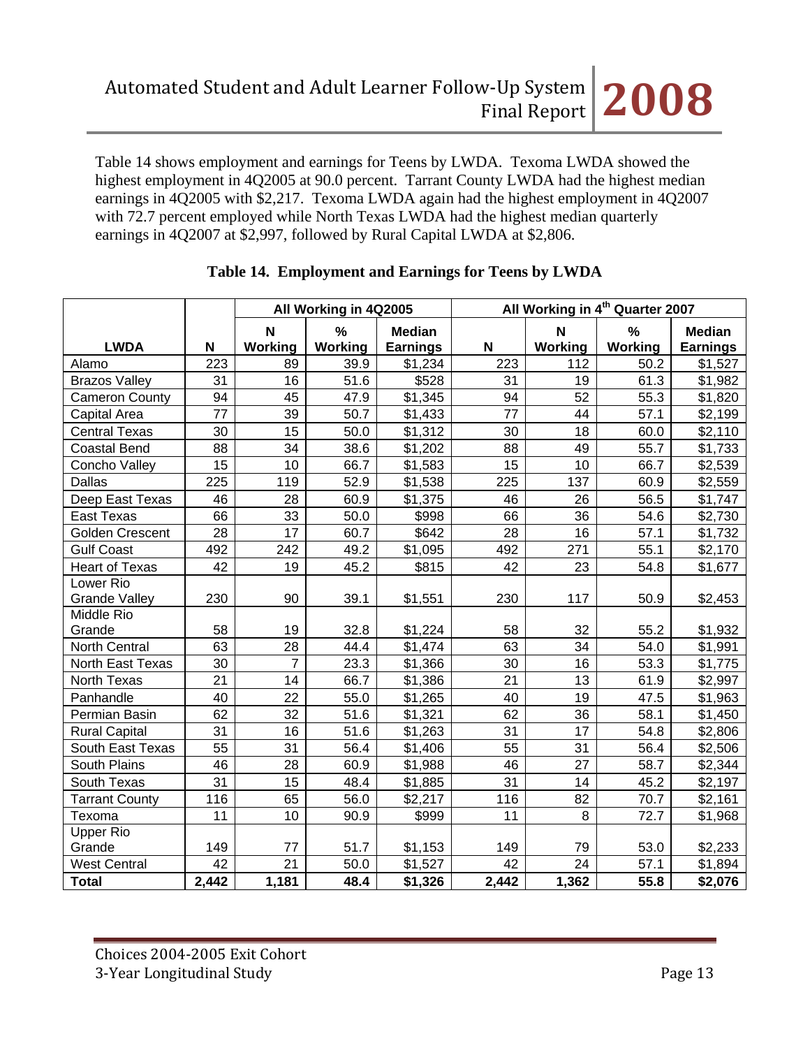Table 14 shows employment and earnings for Teens by LWDA. Texoma LWDA showed the highest employment in 4Q2005 at 90.0 percent. Tarrant County LWDA had the highest median earnings in 4Q2005 with $2,217. Texoma LWDA again had the highest employment in 4Q2007 with 72.7 percent employed while North Texas LWDA had the highest median quarterly earnings in 4Q2007 at $2,997, followed by Rural Capital LWDA at $2,806.

**Table 14. Employment and Earnings for Teens by LWDA**

| | | All Working in 4Q2005 | | | All Working in 4th Quarter 2007 | | | |
|---|---|---|---|---|---|---|---|---|
| **LWDA** | **N** | **N Working** | **% Working** | **Median Earnings** | **N** | **N Working** | **% Working** | **Median Earnings** |
| Alamo | 223 | 89 | 39.9 | $1,234 | 223 | 112 | 50.2 | $1,527 |
| Brazos Valley | 31 | 16 | 51.6 | $528 | 31 | 19 | 61.3 | $1,982 |
| Cameron County | 94 | 45 | 47.9 | $1,345 | 94 | 52 | 55.3 | $1,820 |
| Capital Area | 77 | 39 | 50.7 | $1,433 | 77 | 44 | 57.1 | $2,199 |
| Central Texas | 30 | 15 | 50.0 | $1,312 | 30 | 18 | 60.0 | $2,110 |
| Coastal Bend | 88 | 34 | 38.6 | $1,202 | 88 | 49 | 55.7 | $1,733 |
| Concho Valley | 15 | 10 | 66.7 | $1,583 | 15 | 10 | 66.7 | $2,539 |
| Dallas | 225 | 119 | 52.9 | $1,538 | 225 | 137 | 60.9 | $2,559 |
| Deep East Texas | 46 | 28 | 60.9 | $1,375 | 46 | 26 | 56.5 | $1,747 |
| East Texas | 66 | 33 | 50.0 | $998 | 66 | 36 | 54.6 | $2,730 |
| Golden Crescent | 28 | 17 | 60.7 | $642 | 28 | 16 | 57.1 | $1,732 |
| Gulf Coast | 492 | 242 | 49.2 | $1,095 | 492 | 271 | 55.1 | $2,170 |
| Heart of Texas | 42 | 19 | 45.2 | $815 | 42 | 23 | 54.8 | $1,677 |
| Lower Rio Grande Valley | 230 | 90 | 39.1 | $1,551 | 230 | 117 | 50.9 | $2,453 |
| Middle Rio Grande | 58 | 19 | 32.8 | $1,224 | 58 | 32 | 55.2 | $1,932 |
| North Central | 63 | 28 | 44.4 | $1,474 | 63 | 34 | 54.0 | $1,991 |
| North East Texas | 30 | 7 | 23.3 | $1,366 | 30 | 16 | 53.3 | $1,775 |
| North Texas | 21 | 14 | 66.7 | $1,386 | 21 | 13 | 61.9 | $2,997 |
| Panhandle | 40 | 22 | 55.0 | $1,265 | 40 | 19 | 47.5 | $1,963 |
| Permian Basin | 62 | 32 | 51.6 | $1,321 | 62 | 36 | 58.1 | $1,450 |
| Rural Capital | 31 | 16 | 51.6 | $1,263 | 31 | 17 | 54.8 | $2,806 |
| South East Texas | 55 | 31 | 56.4 | $1,406 | 55 | 31 | 56.4 | $2,506 |
| South Plains | 46 | 28 | 60.9 | $1,988 | 46 | 27 | 58.7 | $2,344 |
| South Texas | 31 | 15 | 48.4 | $1,885 | 31 | 14 | 45.2 | $2,197 |
| Tarrant County | 116 | 65 | 56.0 | $2,217 | 116 | 82 | 70.7 | $2,161 |
| Texoma | 11 | 10 | 90.9 | $999 | 11 | 8 | 72.7 | $1,968 |
| Upper Rio Grande | 149 | 77 | 51.7 | $1,153 | 149 | 79 | 53.0 | $2,233 |
| West Central | 42 | 21 | 50.0 | $1,527 | 42 | 24 | 57.1 | $1,894 |
| **Total** | **2,442** | **1,181** | **48.4** | **$1,326** | **2,442** | **1,362** | **55.8** | **$2,076** |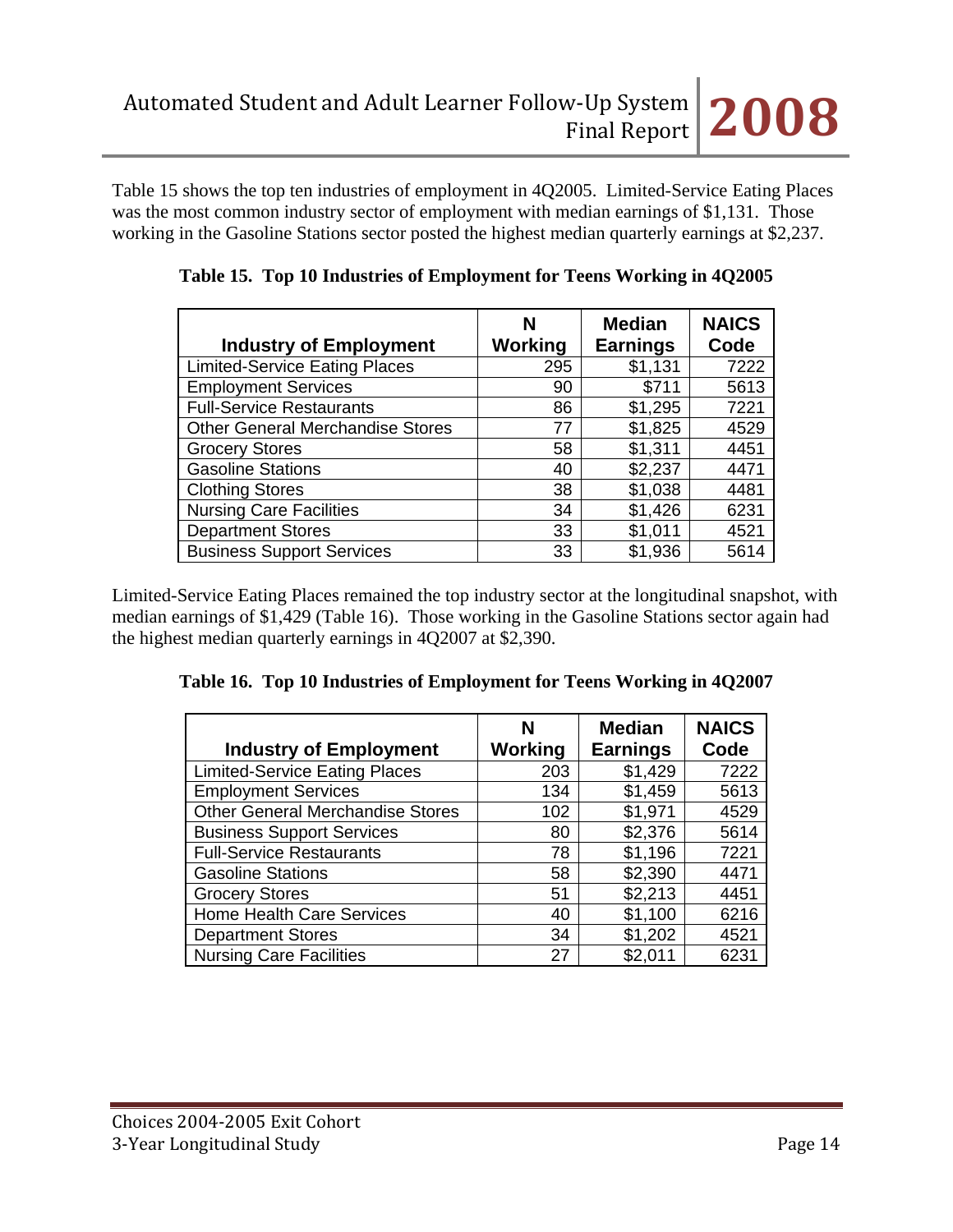Table 15 shows the top ten industries of employment in 4Q2005. Limited-Service Eating Places was the most common industry sector of employment with median earnings of $1,131. Those working in the Gasoline Stations sector posted the highest median quarterly earnings at $2,237.

**Table 15. Top 10 Industries of Employment for Teens Working in 4Q2005**

| Industry of Employment | N Working | Median Earnings | NAICS Code |
|---|---|---|---|
| Limited-Service Eating Places | 295 | $1,131 | 7222 |
| Employment Services | 90 | $711 | 5613 |
| Full-Service Restaurants | 86 | $1,295 | 7221 |
| Other General Merchandise Stores | 77 | $1,825 | 4529 |
| Grocery Stores | 58 | $1,311 | 4451 |
| Gasoline Stations | 40 | $2,237 | 4471 |
| Clothing Stores | 38 | $1,038 | 4481 |
| Nursing Care Facilities | 34 | $1,426 | 6231 |
| Department Stores | 33 | $1,011 | 4521 |
| Business Support Services | 33 | $1,936 | 5614 |

Limited-Service Eating Places remained the top industry sector at the longitudinal snapshot, with median earnings of $1,429 (Table 16). Those working in the Gasoline Stations sector again had the highest median quarterly earnings in 4Q2007 at $2,390.

**Table 16. Top 10 Industries of Employment for Teens Working in 4Q2007**

| Industry of Employment | N Working | Median Earnings | NAICS Code |
|---|---|---|---|
| Limited-Service Eating Places | 203 | $1,429 | 7222 |
| Employment Services | 134 | $1,459 | 5613 |
| Other General Merchandise Stores | 102 | $1,971 | 4529 |
| Business Support Services | 80 | $2,376 | 5614 |
| Full-Service Restaurants | 78 | $1,196 | 7221 |
| Gasoline Stations | 58 | $2,390 | 4471 |
| Grocery Stores | 51 | $2,213 | 4451 |
| Home Health Care Services | 40 | $1,100 | 6216 |
| Department Stores | 34 | $1,202 | 4521 |
| Nursing Care Facilities | 27 | $2,011 | 6231 |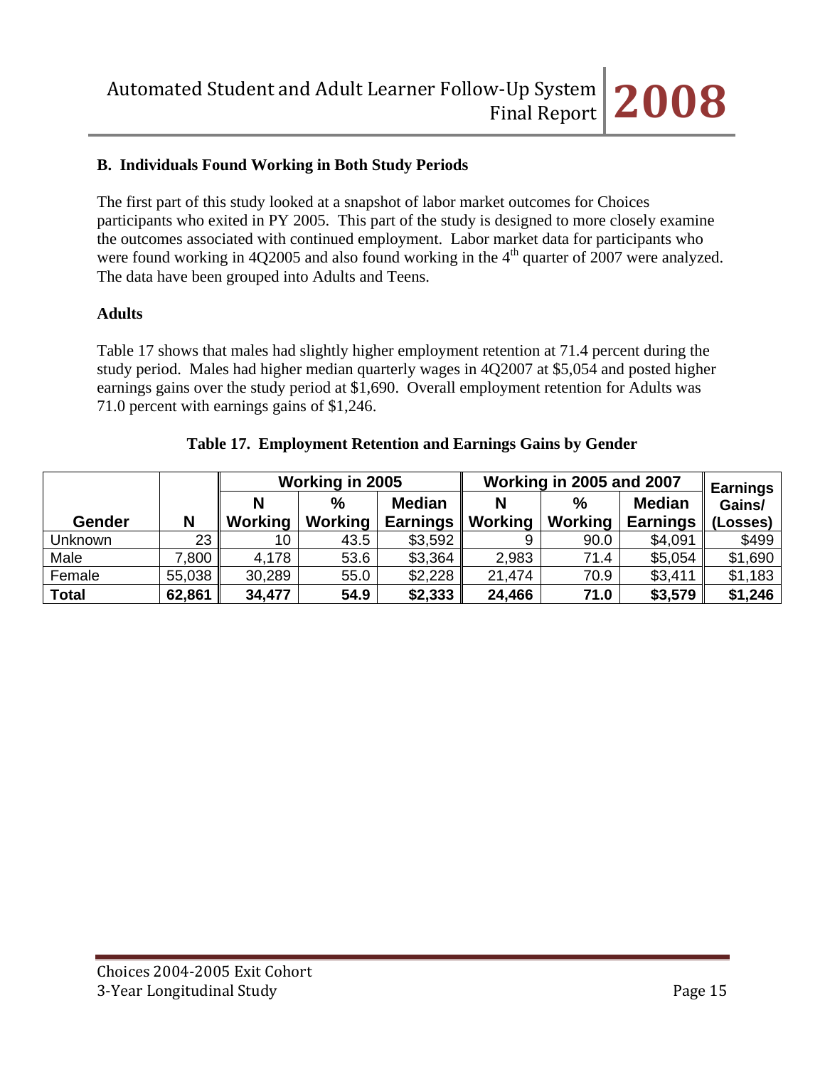### B. Individuals Found Working in Both Study Periods

The first part of this study looked at a snapshot of labor market outcomes for Choices participants who exited in PY 2005. This part of the study is designed to more closely examine the outcomes associated with continued employment. Labor market data for participants who were found working in 4Q2005 and also found working in the 4th quarter of 2007 were analyzed. The data have been grouped into Adults and Teens.

**Adults**

Table 17 shows that males had slightly higher employment retention at 71.4 percent during the study period. Males had higher median quarterly wages in 4Q2007 at $5,054 and posted higher earnings gains over the study period at $1,690. Overall employment retention for Adults was 71.0 percent with earnings gains of $1,246.

**Table 17. Employment Retention and Earnings Gains by Gender**

| | | Working in 2005 | | | Working in 2005 and 2007 | | | Earnings |
|---|---|---|---|---|---|---|---|---|
| Gender | N | N Working | % Working | Median Earnings | N Working | % Working | Median Earnings | Gains/ (Losses) |
| Unknown | 23 | 10 | 43.5 | $3,592 | 9 | 90.0 | $4,091 | $499 |
| Male | 7,800 | 4,178 | 53.6 | $3,364 | 2,983 | 71.4 | $5,054 | $1,690 |
| Female | 55,038 | 30,289 | 55.0 | $2,228 | 21,474 | 70.9 | $3,411 | $1,183 |
| **Total** | **62,861** | **34,477** | **54.9** | **$2,333** | **24,466** | **71.0** | **$3,579** | **$1,246** |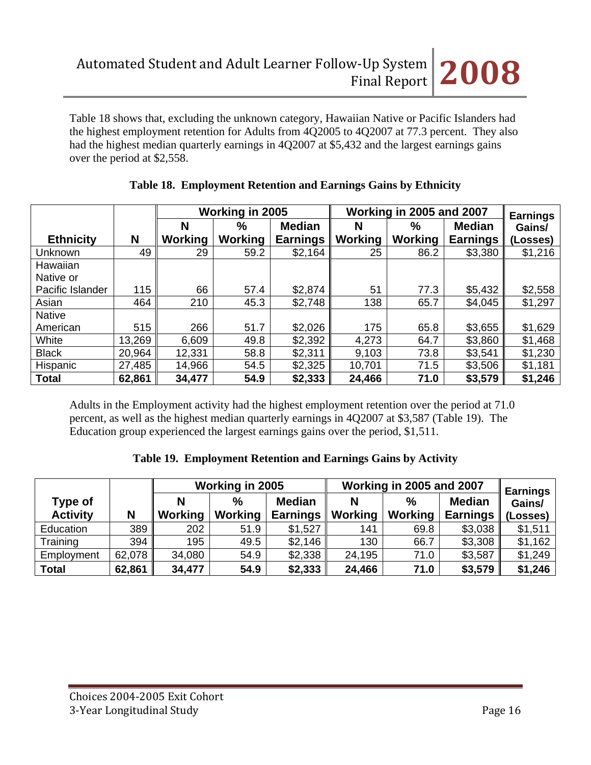Table 18 shows that, excluding the unknown category, Hawaiian Native or Pacific Islanders had the highest employment retention for Adults from 4Q2005 to 4Q2007 at 77.3 percent. They also had the highest median quarterly earnings in 4Q2007 at $5,432 and the largest earnings gains over the period at $2,558.

**Table 18. Employment Retention and Earnings Gains by Ethnicity**

| | | Working in 2005 | | | Working in 2005 and 2007 | | | Earnings Gains/ (Losses) |
|---|---|---|---|---|---|---|---|---|
| **Ethnicity** | **N** | **N Working** | **% Working** | **Median Earnings** | **N Working** | **% Working** | **Median Earnings** | |
| Unknown | 49 | 29 | 59.2 | $2,164 | 25 | 86.2 | $3,380 | $1,216 |
| Hawaiian Native or Pacific Islander | 115 | 66 | 57.4 | $2,874 | 51 | 77.3 | $5,432 | $2,558 |
| Asian | 464 | 210 | 45.3 | $2,748 | 138 | 65.7 | $4,045 | $1,297 |
| Native American | 515 | 266 | 51.7 | $2,026 | 175 | 65.8 | $3,655 | $1,629 |
| White | 13,269 | 6,609 | 49.8 | $2,392 | 4,273 | 64.7 | $3,860 | $1,468 |
| Black | 20,964 | 12,331 | 58.8 | $2,311 | 9,103 | 73.8 | $3,541 | $1,230 |
| Hispanic | 27,485 | 14,966 | 54.5 | $2,325 | 10,701 | 71.5 | $3,506 | $1,181 |
| **Total** | **62,861** | **34,477** | **54.9** | **$2,333** | **24,466** | **71.0** | **$3,579** | **$1,246** |

Adults in the Employment activity had the highest employment retention over the period at 71.0 percent, as well as the highest median quarterly earnings in 4Q2007 at $3,587 (Table 19). The Education group experienced the largest earnings gains over the period, $1,511.

**Table 19. Employment Retention and Earnings Gains by Activity**

| | | Working in 2005 | | | Working in 2005 and 2007 | | | Earnings Gains/ (Losses) |
|---|---|---|---|---|---|---|---|---|
| **Type of Activity** | **N** | **N Working** | **% Working** | **Median Earnings** | **N Working** | **% Working** | **Median Earnings** | |
| Education | 389 | 202 | 51.9 | $1,527 | 141 | 69.8 | $3,038 | $1,511 |
| Training | 394 | 195 | 49.5 | $2,146 | 130 | 66.7 | $3,308 | $1,162 |
| Employment | 62,078 | 34,080 | 54.9 | $2,338 | 24,195 | 71.0 | $3,587 | $1,249 |
| **Total** | **62,861** | **34,477** | **54.9** | **$2,333** | **24,466** | **71.0** | **$3,579** | **$1,246** |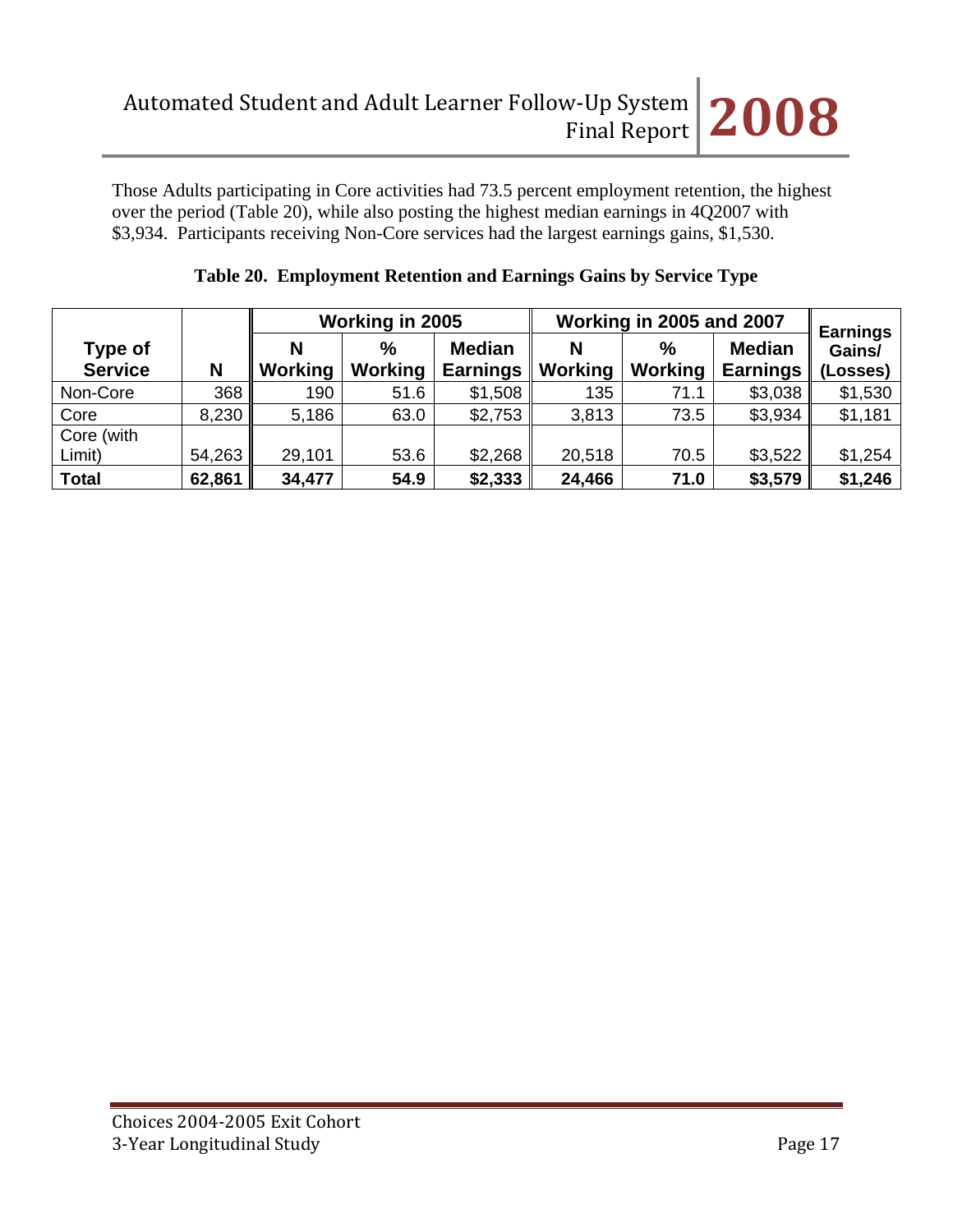Those Adults participating in Core activities had 73.5 percent employment retention, the highest over the period (Table 20), while also posting the highest median earnings in 4Q2007 with $3,934. Participants receiving Non-Core services had the largest earnings gains, $1,530.

**Table 20. Employment Retention and Earnings Gains by Service Type**

| Type of Service | N | Working in 2005 | | | Working in 2005 and 2007 | | | Earnings Gains/ (Losses) |
|---|---|---|---|---|---|---|---|---|
| | | N Working | % Working | Median Earnings | N Working | % Working | Median Earnings | |
| Non-Core | 368 | 190 | 51.6 | $1,508 | 135 | 71.1 | $3,038 | $1,530 |
| Core | 8,230 | 5,186 | 63.0 | $2,753 | 3,813 | 73.5 | $3,934 | $1,181 |
| Core (with Limit) | 54,263 | 29,101 | 53.6 | $2,268 | 20,518 | 70.5 | $3,522 | $1,254 |
| **Total** | **62,861** | **34,477** | **54.9** | **$2,333** | **24,466** | **71.0** | **$3,579** | **$1,246** |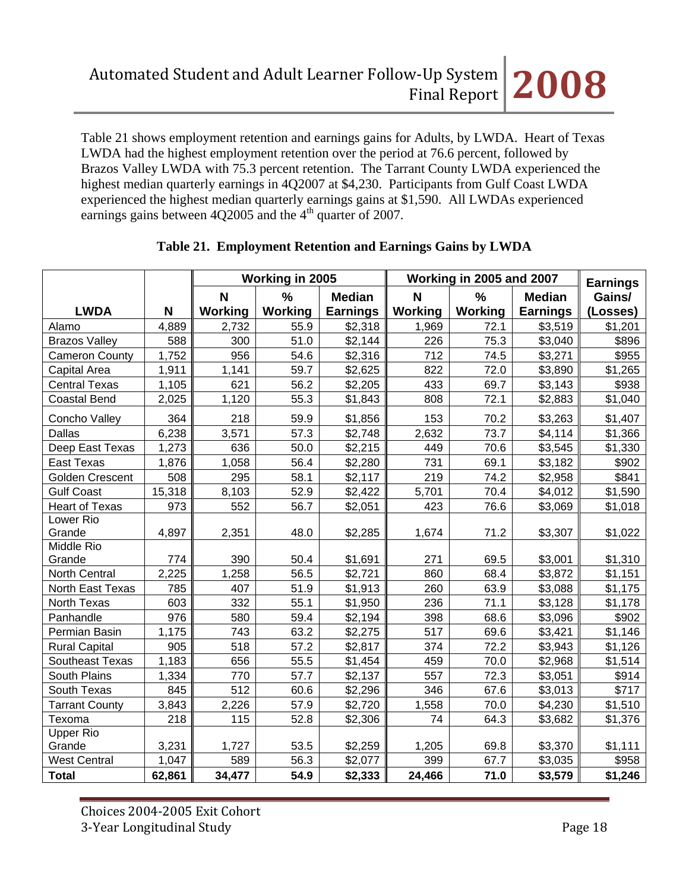Table 21 shows employment retention and earnings gains for Adults, by LWDA. Heart of Texas LWDA had the highest employment retention over the period at 76.6 percent, followed by Brazos Valley LWDA with 75.3 percent retention. The Tarrant County LWDA experienced the highest median quarterly earnings in 4Q2007 at $4,230. Participants from Gulf Coast LWDA experienced the highest median quarterly earnings gains at $1,590. All LWDAs experienced earnings gains between 4Q2005 and the 4th quarter of 2007.

**Table 21. Employment Retention and Earnings Gains by LWDA**

| | | Working in 2005 | | | Working in 2005 and 2007 | | | Earnings |
|---|---|---|---|---|---|---|---|---|
| **LWDA** | **N** | **N Working** | **% Working** | **Median Earnings** | **N Working** | **% Working** | **Median Earnings** | **Gains/ (Losses)** |
| Alamo | 4,889 | 2,732 | 55.9 | $2,318 | 1,969 | 72.1 | $3,519 | $1,201 |
| Brazos Valley | 588 | 300 | 51.0 | $2,144 | 226 | 75.3 | $3,040 | $896 |
| Cameron County | 1,752 | 956 | 54.6 | $2,316 | 712 | 74.5 | $3,271 | $955 |
| Capital Area | 1,911 | 1,141 | 59.7 | $2,625 | 822 | 72.0 | $3,890 | $1,265 |
| Central Texas | 1,105 | 621 | 56.2 | $2,205 | 433 | 69.7 | $3,143 | $938 |
| Coastal Bend | 2,025 | 1,120 | 55.3 | $1,843 | 808 | 72.1 | $2,883 | $1,040 |
| Concho Valley | 364 | 218 | 59.9 | $1,856 | 153 | 70.2 | $3,263 | $1,407 |
| Dallas | 6,238 | 3,571 | 57.3 | $2,748 | 2,632 | 73.7 | $4,114 | $1,366 |
| Deep East Texas | 1,273 | 636 | 50.0 | $2,215 | 449 | 70.6 | $3,545 | $1,330 |
| East Texas | 1,876 | 1,058 | 56.4 | $2,280 | 731 | 69.1 | $3,182 | $902 |
| Golden Crescent | 508 | 295 | 58.1 | $2,117 | 219 | 74.2 | $2,958 | $841 |
| Gulf Coast | 15,318 | 8,103 | 52.9 | $2,422 | 5,701 | 70.4 | $4,012 | $1,590 |
| Heart of Texas | 973 | 552 | 56.7 | $2,051 | 423 | 76.6 | $3,069 | $1,018 |
| Lower Rio Grande | 4,897 | 2,351 | 48.0 | $2,285 | 1,674 | 71.2 | $3,307 | $1,022 |
| Middle Rio Grande | 774 | 390 | 50.4 | $1,691 | 271 | 69.5 | $3,001 | $1,310 |
| North Central | 2,225 | 1,258 | 56.5 | $2,721 | 860 | 68.4 | $3,872 | $1,151 |
| North East Texas | 785 | 407 | 51.9 | $1,913 | 260 | 63.9 | $3,088 | $1,175 |
| North Texas | 603 | 332 | 55.1 | $1,950 | 236 | 71.1 | $3,128 | $1,178 |
| Panhandle | 976 | 580 | 59.4 | $2,194 | 398 | 68.6 | $3,096 | $902 |
| Permian Basin | 1,175 | 743 | 63.2 | $2,275 | 517 | 69.6 | $3,421 | $1,146 |
| Rural Capital | 905 | 518 | 57.2 | $2,817 | 374 | 72.2 | $3,943 | $1,126 |
| Southeast Texas | 1,183 | 656 | 55.5 | $1,454 | 459 | 70.0 | $2,968 | $1,514 |
| South Plains | 1,334 | 770 | 57.7 | $2,137 | 557 | 72.3 | $3,051 | $914 |
| South Texas | 845 | 512 | 60.6 | $2,296 | 346 | 67.6 | $3,013 | $717 |
| Tarrant County | 3,843 | 2,226 | 57.9 | $2,720 | 1,558 | 70.0 | $4,230 | $1,510 |
| Texoma | 218 | 115 | 52.8 | $2,306 | 74 | 64.3 | $3,682 | $1,376 |
| Upper Rio Grande | 3,231 | 1,727 | 53.5 | $2,259 | 1,205 | 69.8 | $3,370 | $1,111 |
| West Central | 1,047 | 589 | 56.3 | $2,077 | 399 | 67.7 | $3,035 | $958 |
| **Total** | **62,861** | **34,477** | **54.9** | **$2,333** | **24,466** | **71.0** | **$3,579** | **$1,246** |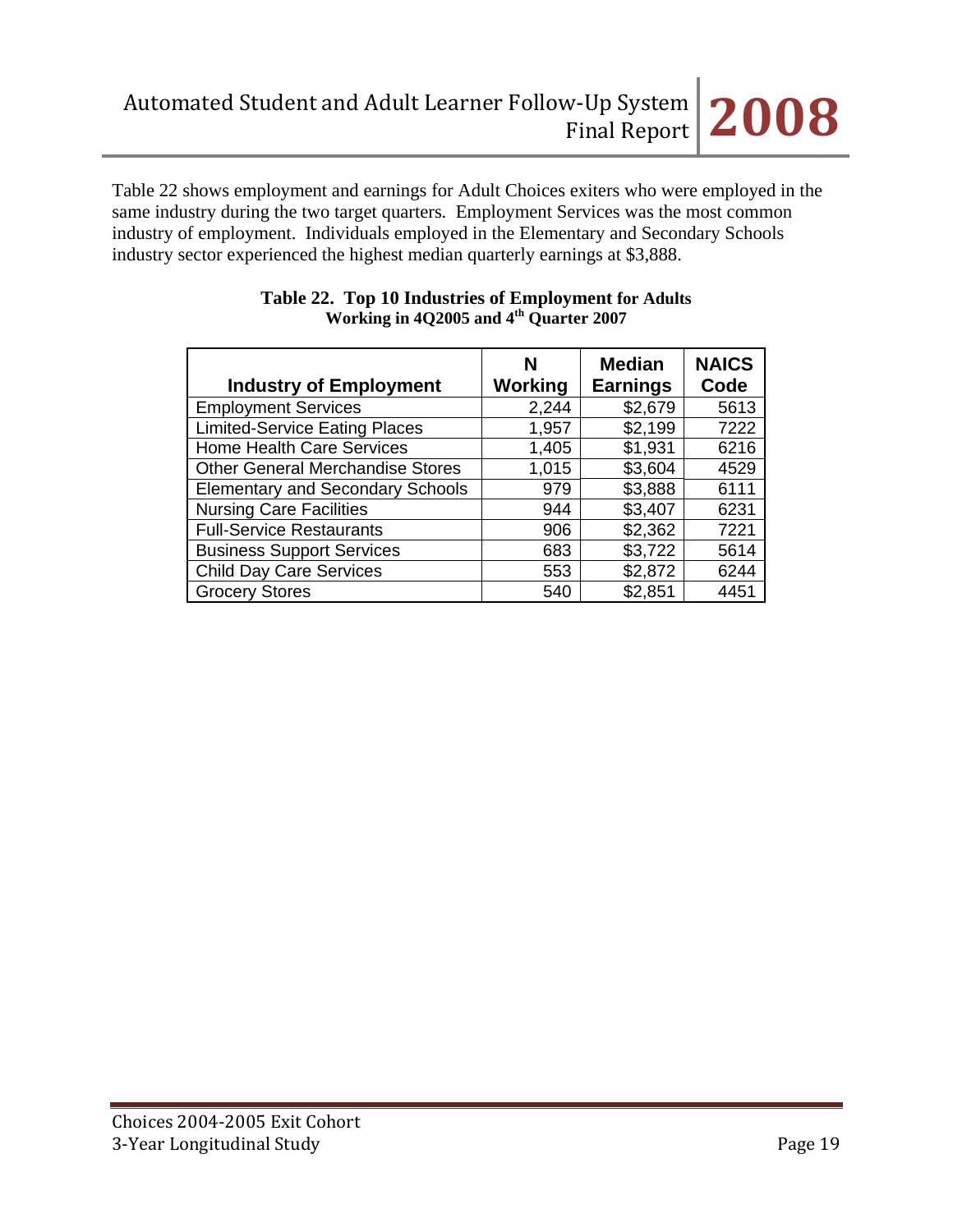Table 22 shows employment and earnings for Adult Choices exiters who were employed in the same industry during the two target quarters. Employment Services was the most common industry of employment. Individuals employed in the Elementary and Secondary Schools industry sector experienced the highest median quarterly earnings at $3,888.

**Table 22. Top 10 Industries of Employment for Adults Working in 4Q2005 and 4th Quarter 2007**

| Industry of Employment | N Working | Median Earnings | NAICS Code |
|---|---|---|---|
| Employment Services | 2,244 | $2,679 | 5613 |
| Limited-Service Eating Places | 1,957 | $2,199 | 7222 |
| Home Health Care Services | 1,405 | $1,931 | 6216 |
| Other General Merchandise Stores | 1,015 | $3,604 | 4529 |
| Elementary and Secondary Schools | 979 | $3,888 | 6111 |
| Nursing Care Facilities | 944 | $3,407 | 6231 |
| Full-Service Restaurants | 906 | $2,362 | 7221 |
| Business Support Services | 683 | $3,722 | 5614 |
| Child Day Care Services | 553 | $2,872 | 6244 |
| Grocery Stores | 540 | $2,851 | 4451 |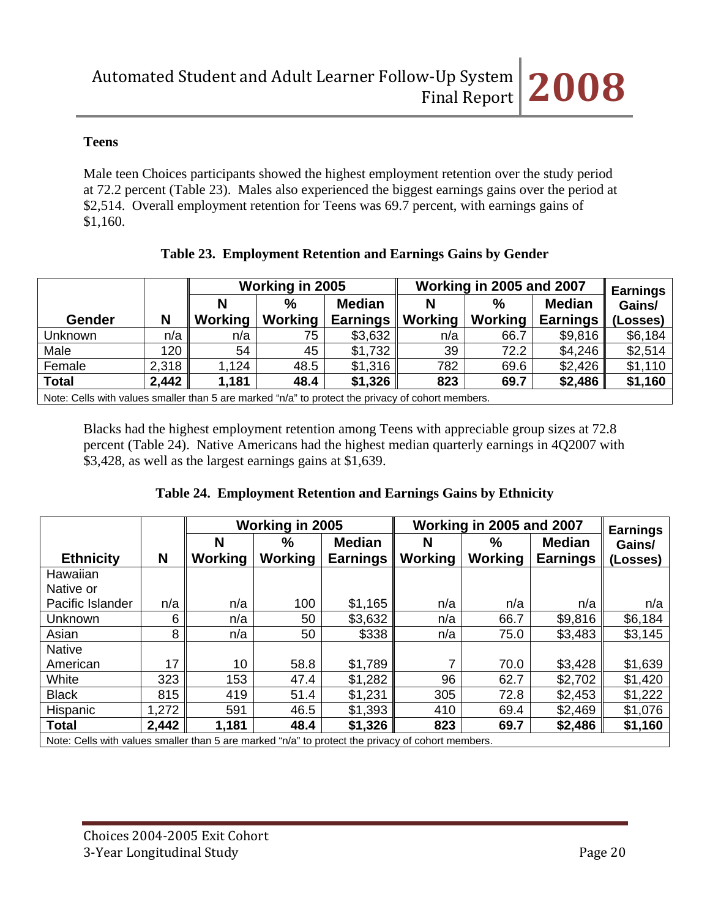### Teens

Male teen Choices participants showed the highest employment retention over the study period at 72.2 percent (Table 23). Males also experienced the biggest earnings gains over the period at $2,514. Overall employment retention for Teens was 69.7 percent, with earnings gains of $1,160.

**Table 23. Employment Retention and Earnings Gains by Gender**

| | | Working in 2005 | | | Working in 2005 and 2007 | | | Earnings |
|---|---|---|---|---|---|---|---|---|
| **Gender** | **N** | **N Working** | **% Working** | **Median Earnings** | **N Working** | **% Working** | **Median Earnings** | **Gains/ (Losses)** |
| Unknown | n/a | n/a | 75 | $3,632 | n/a | 66.7 | $9,816 | $6,184 |
| Male | 120 | 54 | 45 | $1,732 | 39 | 72.2 | $4,246 | $2,514 |
| Female | 2,318 | 1,124 | 48.5 | $1,316 | 782 | 69.6 | $2,426 | $1,110 |
| **Total** | **2,442** | **1,181** | **48.4** | **$1,326** | **823** | **69.7** | **$2,486** | **$1,160** |

Note: Cells with values smaller than 5 are marked "n/a" to protect the privacy of cohort members.

Blacks had the highest employment retention among Teens with appreciable group sizes at 72.8 percent (Table 24). Native Americans had the highest median quarterly earnings in 4Q2007 with $3,428, as well as the largest earnings gains at $1,639.

**Table 24. Employment Retention and Earnings Gains by Ethnicity**

| | | Working in 2005 | | | Working in 2005 and 2007 | | | Earnings |
|---|---|---|---|---|---|---|---|---|
| **Ethnicity** | **N** | **N Working** | **% Working** | **Median Earnings** | **N Working** | **% Working** | **Median Earnings** | **Gains/ (Losses)** |
| Hawaiian Native or Pacific Islander | n/a | n/a | 100 | $1,165 | n/a | n/a | n/a | n/a |
| Unknown | 6 | n/a | 50 | $3,632 | n/a | 66.7 | $9,816 | $6,184 |
| Asian | 8 | n/a | 50 | $338 | n/a | 75.0 | $3,483 | $3,145 |
| Native American | 17 | 10 | 58.8 | $1,789 | 7 | 70.0 | $3,428 | $1,639 |
| White | 323 | 153 | 47.4 | $1,282 | 96 | 62.7 | $2,702 | $1,420 |
| Black | 815 | 419 | 51.4 | $1,231 | 305 | 72.8 | $2,453 | $1,222 |
| Hispanic | 1,272 | 591 | 46.5 | $1,393 | 410 | 69.4 | $2,469 | $1,076 |
| **Total** | **2,442** | **1,181** | **48.4** | **$1,326** | **823** | **69.7** | **$2,486** | **$1,160** |

Note: Cells with values smaller than 5 are marked "n/a" to protect the privacy of cohort members.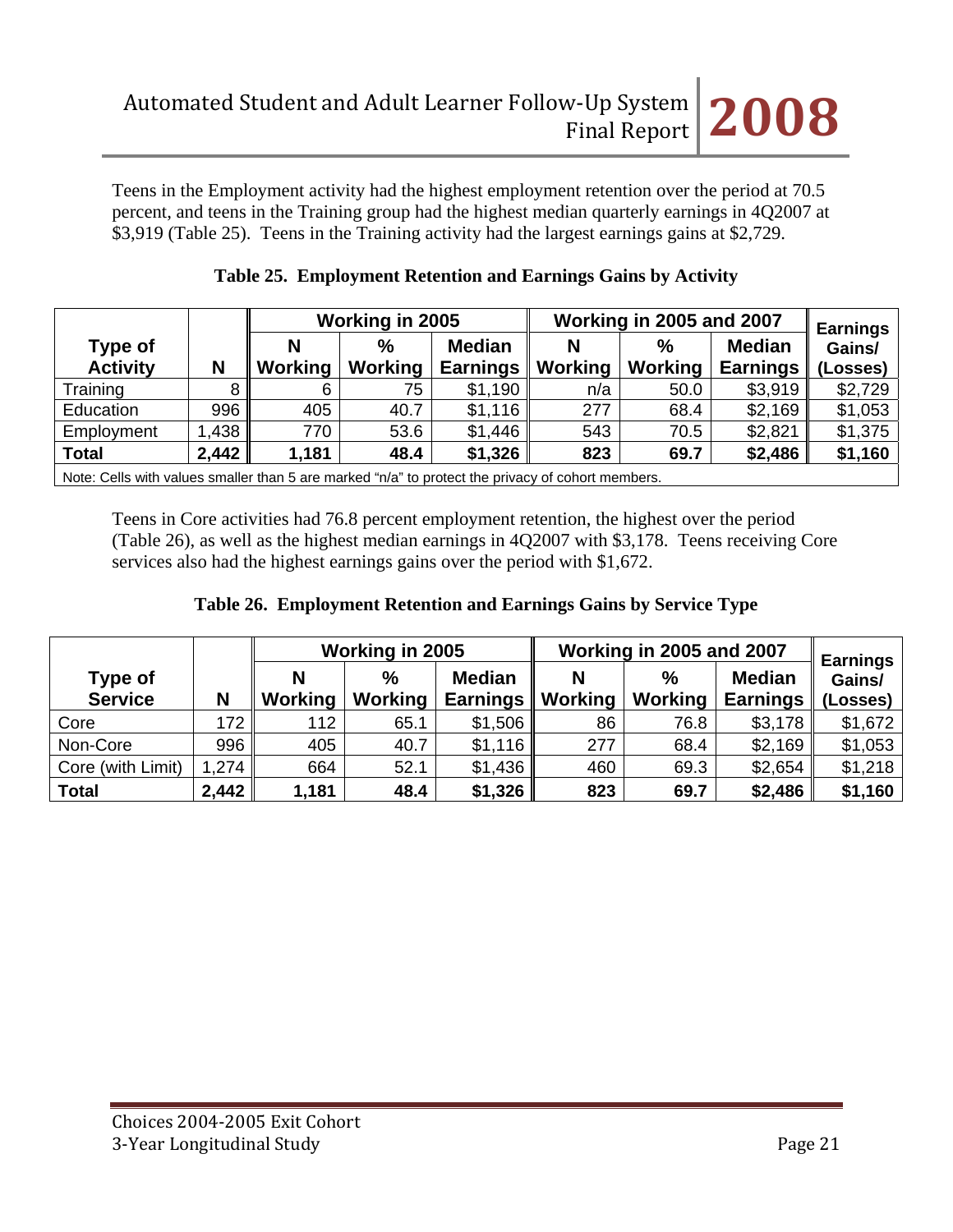Teens in the Employment activity had the highest employment retention over the period at 70.5 percent, and teens in the Training group had the highest median quarterly earnings in 4Q2007 at $3,919 (Table 25). Teens in the Training activity had the largest earnings gains at $2,729.

**Table 25. Employment Retention and Earnings Gains by Activity**

| Type of Activity | N | Working in 2005 | | | Working in 2005 and 2007 | | | Earnings Gains/ (Losses) |
|---|---|---|---|---|---|---|---|---|
| | | N Working | % Working | Median Earnings | N Working | % Working | Median Earnings | |
| Training | 8 | 6 | 75 | $1,190 | n/a | 50.0 | $3,919 | $2,729 |
| Education | 996 | 405 | 40.7 | $1,116 | 277 | 68.4 | $2,169 | $1,053 |
| Employment | 1,438 | 770 | 53.6 | $1,446 | 543 | 70.5 | $2,821 | $1,375 |
| **Total** | **2,442** | **1,181** | **48.4** | **$1,326** | **823** | **69.7** | **$2,486** | **$1,160** |

Note: Cells with values smaller than 5 are marked "n/a" to protect the privacy of cohort members.

Teens in Core activities had 76.8 percent employment retention, the highest over the period (Table 26), as well as the highest median earnings in 4Q2007 with $3,178. Teens receiving Core services also had the highest earnings gains over the period with $1,672.

**Table 26. Employment Retention and Earnings Gains by Service Type**

| Type of Service | N | Working in 2005 | | | Working in 2005 and 2007 | | | Earnings Gains/ (Losses) |
|---|---|---|---|---|---|---|---|---|
| | | N Working | % Working | Median Earnings | N Working | % Working | Median Earnings | |
| Core | 172 | 112 | 65.1 | $1,506 | 86 | 76.8 | $3,178 | $1,672 |
| Non-Core | 996 | 405 | 40.7 | $1,116 | 277 | 68.4 | $2,169 | $1,053 |
| Core (with Limit) | 1,274 | 664 | 52.1 | $1,436 | 460 | 69.3 | $2,654 | $1,218 |
| **Total** | **2,442** | **1,181** | **48.4** | **$1,326** | **823** | **69.7** | **$2,486** | **$1,160** |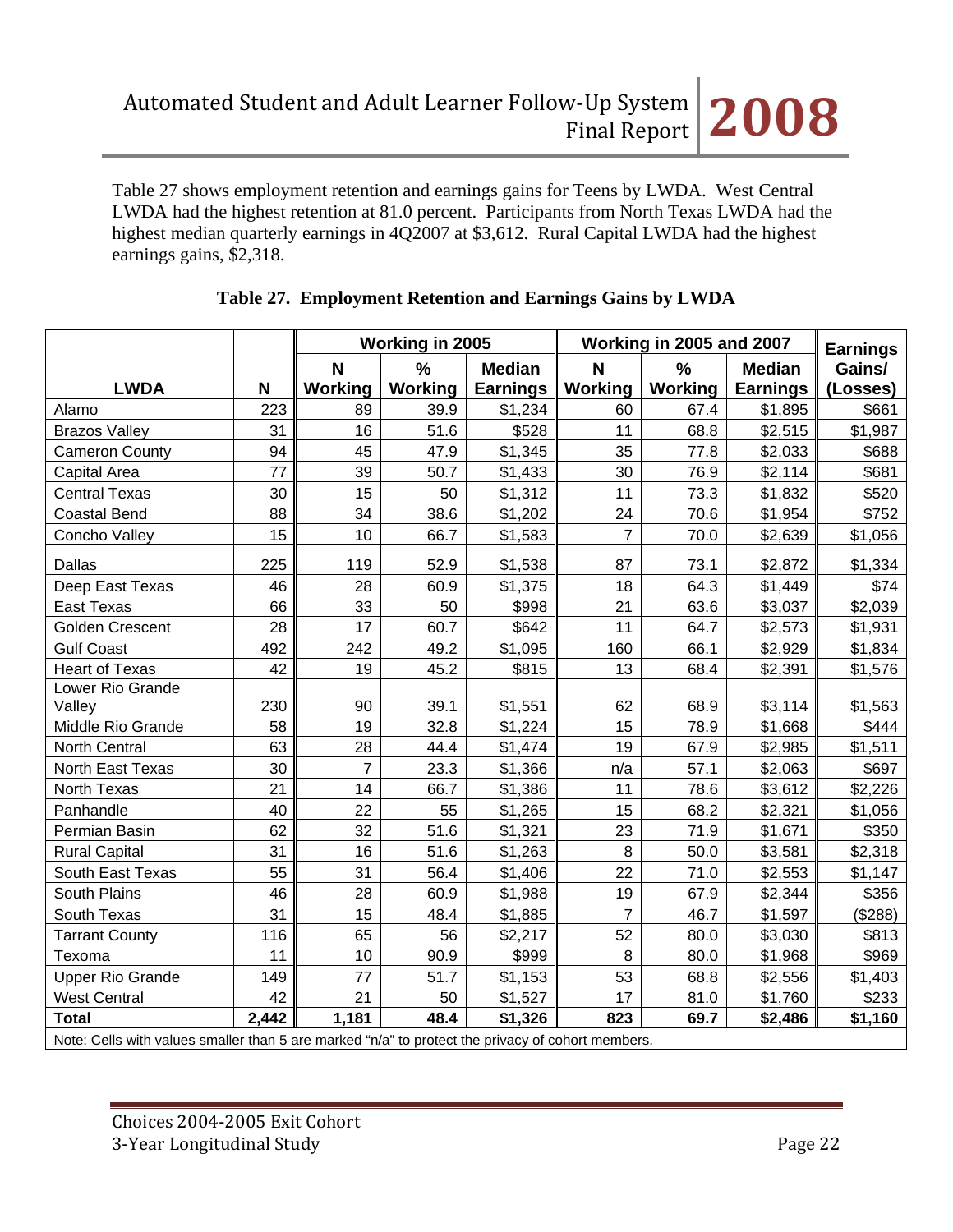Table 27 shows employment retention and earnings gains for Teens by LWDA. West Central LWDA had the highest retention at 81.0 percent. Participants from North Texas LWDA had the highest median quarterly earnings in 4Q2007 at $3,612. Rural Capital LWDA had the highest earnings gains, $2,318.

**Table 27. Employment Retention and Earnings Gains by LWDA**

| | | Working in 2005 | | | Working in 2005 and 2007 | | | Earnings Gains/ (Losses) |
|---|---|---|---|---|---|---|---|---|
| **LWDA** | **N** | **N Working** | **% Working** | **Median Earnings** | **N Working** | **% Working** | **Median Earnings** | |
| Alamo | 223 | 89 | 39.9 | $1,234 | 60 | 67.4 | $1,895 | $661 |
| Brazos Valley | 31 | 16 | 51.6 | $528 | 11 | 68.8 | $2,515 | $1,987 |
| Cameron County | 94 | 45 | 47.9 | $1,345 | 35 | 77.8 | $2,033 | $688 |
| Capital Area | 77 | 39 | 50.7 | $1,433 | 30 | 76.9 | $2,114 | $681 |
| Central Texas | 30 | 15 | 50 | $1,312 | 11 | 73.3 | $1,832 | $520 |
| Coastal Bend | 88 | 34 | 38.6 | $1,202 | 24 | 70.6 | $1,954 | $752 |
| Concho Valley | 15 | 10 | 66.7 | $1,583 | 7 | 70.0 | $2,639 | $1,056 |
| Dallas | 225 | 119 | 52.9 | $1,538 | 87 | 73.1 | $2,872 | $1,334 |
| Deep East Texas | 46 | 28 | 60.9 | $1,375 | 18 | 64.3 | $1,449 | $74 |
| East Texas | 66 | 33 | 50 | $998 | 21 | 63.6 | $3,037 | $2,039 |
| Golden Crescent | 28 | 17 | 60.7 | $642 | 11 | 64.7 | $2,573 | $1,931 |
| Gulf Coast | 492 | 242 | 49.2 | $1,095 | 160 | 66.1 | $2,929 | $1,834 |
| Heart of Texas | 42 | 19 | 45.2 | $815 | 13 | 68.4 | $2,391 | $1,576 |
| Lower Rio Grande Valley | 230 | 90 | 39.1 | $1,551 | 62 | 68.9 | $3,114 | $1,563 |
| Middle Rio Grande | 58 | 19 | 32.8 | $1,224 | 15 | 78.9 | $1,668 | $444 |
| North Central | 63 | 28 | 44.4 | $1,474 | 19 | 67.9 | $2,985 | $1,511 |
| North East Texas | 30 | 7 | 23.3 | $1,366 | n/a | 57.1 | $2,063 | $697 |
| North Texas | 21 | 14 | 66.7 | $1,386 | 11 | 78.6 | $3,612 | $2,226 |
| Panhandle | 40 | 22 | 55 | $1,265 | 15 | 68.2 | $2,321 | $1,056 |
| Permian Basin | 62 | 32 | 51.6 | $1,321 | 23 | 71.9 | $1,671 | $350 |
| Rural Capital | 31 | 16 | 51.6 | $1,263 | 8 | 50.0 | $3,581 | $2,318 |
| South East Texas | 55 | 31 | 56.4 | $1,406 | 22 | 71.0 | $2,553 | $1,147 |
| South Plains | 46 | 28 | 60.9 | $1,988 | 19 | 67.9 | $2,344 | $356 |
| South Texas | 31 | 15 | 48.4 | $1,885 | 7 | 46.7 | $1,597 | ($288) |
| Tarrant County | 116 | 65 | 56 | $2,217 | 52 | 80.0 | $3,030 | $813 |
| Texoma | 11 | 10 | 90.9 | $999 | 8 | 80.0 | $1,968 | $969 |
| Upper Rio Grande | 149 | 77 | 51.7 | $1,153 | 53 | 68.8 | $2,556 | $1,403 |
| West Central | 42 | 21 | 50 | $1,527 | 17 | 81.0 | $1,760 | $233 |
| **Total** | **2,442** | **1,181** | **48.4** | **$1,326** | **823** | **69.7** | **$2,486** | **$1,160** |

Note: Cells with values smaller than 5 are marked "n/a" to protect the privacy of cohort members.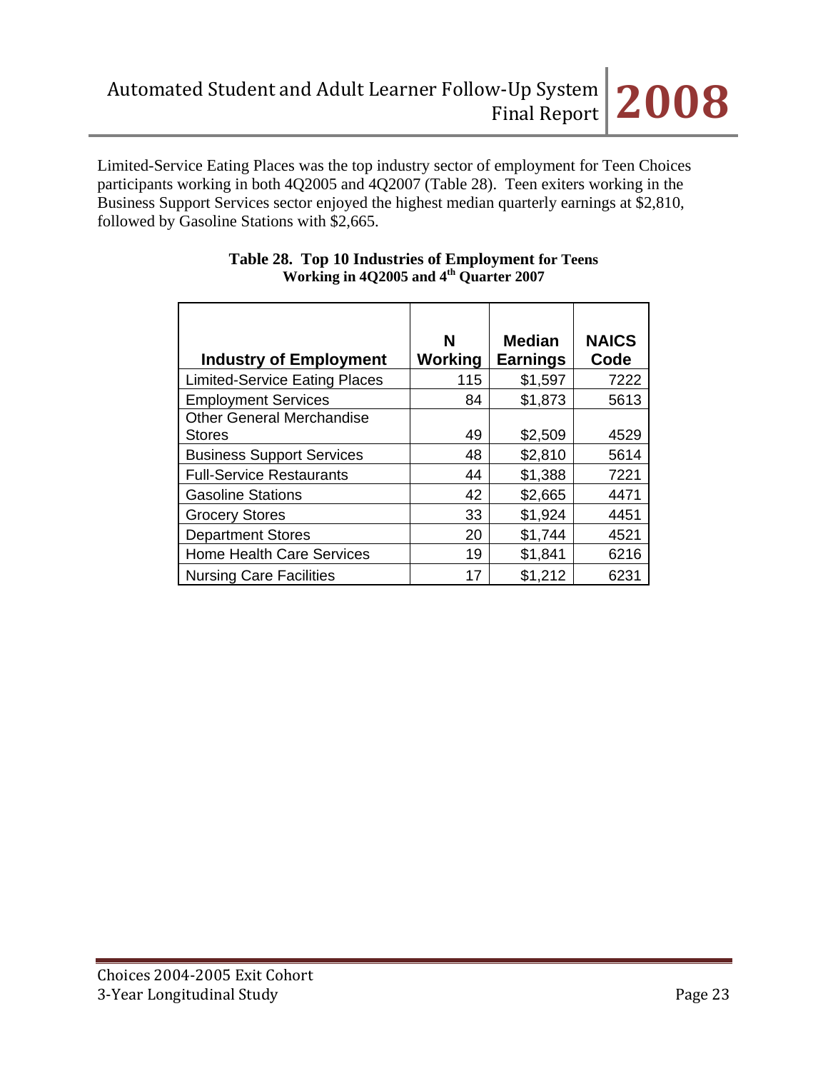Limited-Service Eating Places was the top industry sector of employment for Teen Choices participants working in both 4Q2005 and 4Q2007 (Table 28). Teen exiters working in the Business Support Services sector enjoyed the highest median quarterly earnings at $2,810, followed by Gasoline Stations with $2,665.

**Table 28. Top 10 Industries of Employment for Teens Working in 4Q2005 and 4th Quarter 2007**

| Industry of Employment | N Working | Median Earnings | NAICS Code |
|---|---|---|---|
| Limited-Service Eating Places | 115 | $1,597 | 7222 |
| Employment Services | 84 | $1,873 | 5613 |
| Other General Merchandise Stores | 49 | $2,509 | 4529 |
| Business Support Services | 48 | $2,810 | 5614 |
| Full-Service Restaurants | 44 | $1,388 | 7221 |
| Gasoline Stations | 42 | $2,665 | 4471 |
| Grocery Stores | 33 | $1,924 | 4451 |
| Department Stores | 20 | $1,744 | 4521 |
| Home Health Care Services | 19 | $1,841 | 6216 |
| Nursing Care Facilities | 17 | $1,212 | 6231 |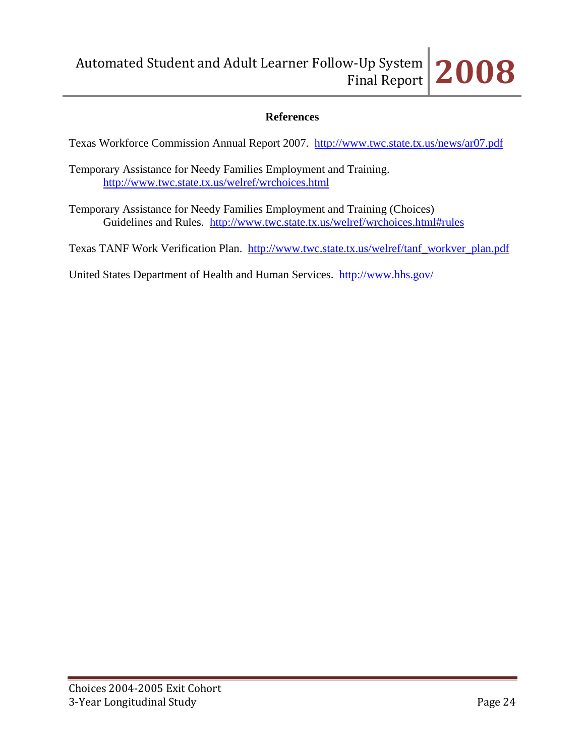# References

Texas Workforce Commission Annual Report 2007. http://www.twc.state.tx.us/news/ar07.pdf

Temporary Assistance for Needy Families Employment and Training. http://www.twc.state.tx.us/welref/wrchoices.html

Temporary Assistance for Needy Families Employment and Training (Choices) Guidelines and Rules. http://www.twc.state.tx.us/welref/wrchoices.html#rules

Texas TANF Work Verification Plan. http://www.twc.state.tx.us/welref/tanf_workver_plan.pdf

United States Department of Health and Human Services. http://www.hhs.gov/